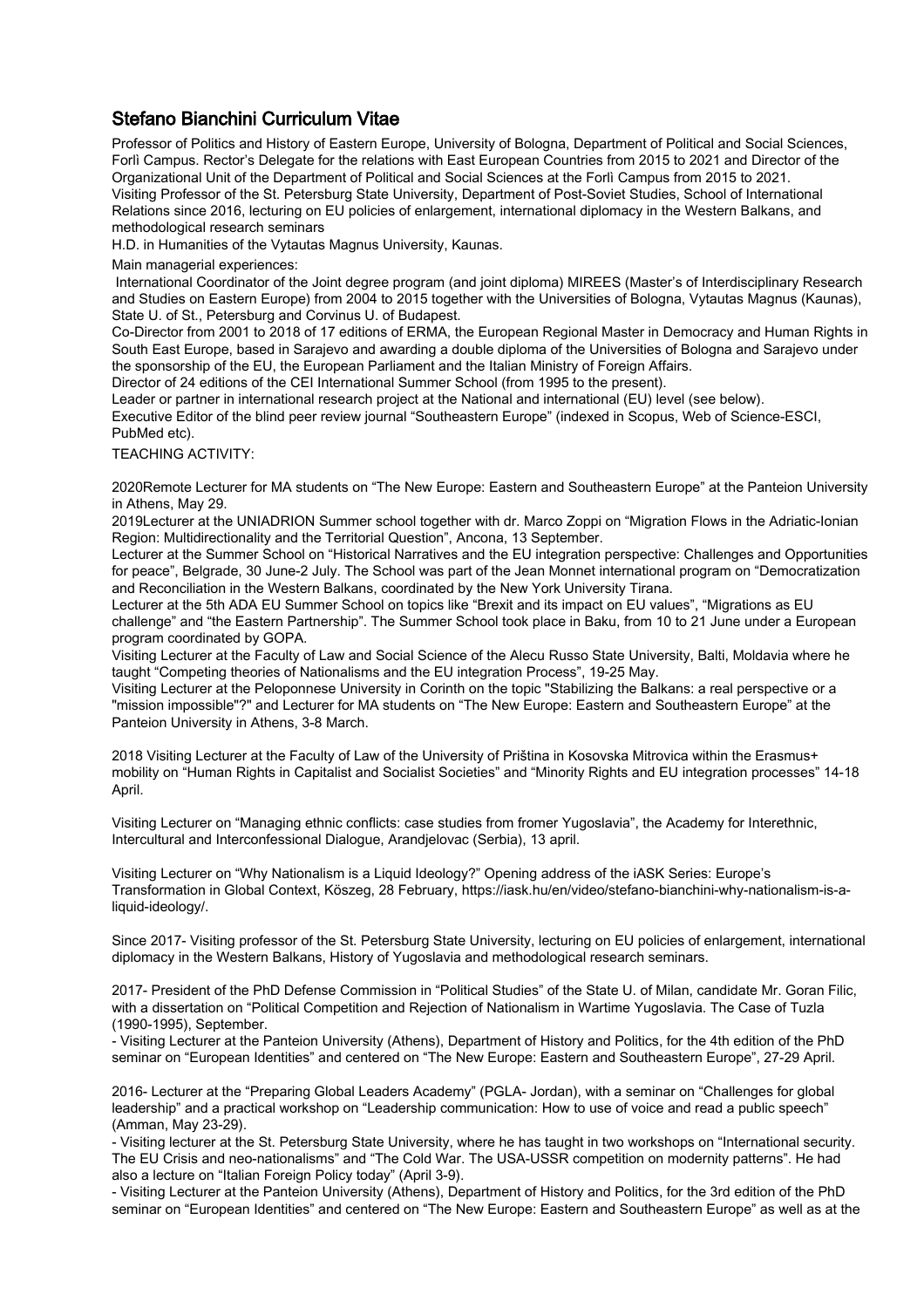## Stefano Bianchini Curriculum Vitae

Professor of Politics and History of Eastern Europe, University of Bologna, Department of Political and Social Sciences, Forlì Campus. Rector's Delegate for the relations with East European Countries from 2015 to 2021 and Director of the Organizational Unit of the Department of Political and Social Sciences at the Forlì Campus from 2015 to 2021.
Visiting Professor of the St. Petersburg State University, Department of Post-Soviet Studies, School of International Relations since 2016, lecturing on EU policies of enlargement, international diplomacy in the Western Balkans, and methodological research seminars

H.D. in Humanities of the Vytautas Magnus University, Kaunas.

Main managerial experiences:

International Coordinator of the Joint degree program (and joint diploma) MIREES (Master's of Interdisciplinary Research and Studies on Eastern Europe) from 2004 to 2015 together with the Universities of Bologna, Vytautas Magnus (Kaunas), State U. of St., Petersburg and Corvinus U. of Budapest.

Co-Director from 2001 to 2018 of 17 editions of ERMA, the European Regional Master in Democracy and Human Rights in South East Europe, based in Sarajevo and awarding a double diploma of the Universities of Bologna and Sarajevo under the sponsorship of the EU, the European Parliament and the Italian Ministry of Foreign Affairs.

Director of 24 editions of the CEI International Summer School (from 1995 to the present).

Leader or partner in international research project at the National and international (EU) level (see below).

Executive Editor of the blind peer review journal "Southeastern Europe" (indexed in Scopus, Web of Science-ESCI, PubMed etc).

TEACHING ACTIVITY:

2020Remote Lecturer for MA students on "The New Europe: Eastern and Southeastern Europe" at the Panteion University in Athens, May 29.

2019Lecturer at the UNIADRION Summer school together with dr. Marco Zoppi on "Migration Flows in the Adriatic-Ionian Region: Multidirectionality and the Territorial Question", Ancona, 13 September.

Lecturer at the Summer School on "Historical Narratives and the EU integration perspective: Challenges and Opportunities for peace", Belgrade, 30 June-2 July. The School was part of the Jean Monnet international program on "Democratization and Reconciliation in the Western Balkans, coordinated by the New York University Tirana.

Lecturer at the 5th ADA EU Summer School on topics like "Brexit and its impact on EU values", "Migrations as EU challenge" and "the Eastern Partnership". The Summer School took place in Baku, from 10 to 21 June under a European program coordinated by GOPA.

Visiting Lecturer at the Faculty of Law and Social Science of the Alecu Russo State University, Balti, Moldavia where he taught "Competing theories of Nationalisms and the EU integration Process", 19-25 May.

Visiting Lecturer at the Peloponnese University in Corinth on the topic "Stabilizing the Balkans: a real perspective or a "mission impossible"?" and Lecturer for MA students on "The New Europe: Eastern and Southeastern Europe" at the Panteion University in Athens, 3-8 March.

2018 Visiting Lecturer at the Faculty of Law of the University of Priština in Kosovska Mitrovica within the Erasmus+ mobility on "Human Rights in Capitalist and Socialist Societies" and "Minority Rights and EU integration processes" 14-18 April.

Visiting Lecturer on "Managing ethnic conflicts: case studies from fromer Yugoslavia", the Academy for Interethnic, Intercultural and Interconfessional Dialogue, Arandjelovac (Serbia), 13 april.

Visiting Lecturer on "Why Nationalism is a Liquid Ideology?" Opening address of the iASK Series: Europe's Transformation in Global Context, Kőszeg, 28 February, https://iask.hu/en/video/stefano-bianchini-why-nationalism-is-a-liquid-ideology/.

Since 2017- Visiting professor of the St. Petersburg State University, lecturing on EU policies of enlargement, international diplomacy in the Western Balkans, History of Yugoslavia and methodological research seminars.

2017- President of the PhD Defense Commission in "Political Studies" of the State U. of Milan, candidate Mr. Goran Filic, with a dissertation on "Political Competition and Rejection of Nationalism in Wartime Yugoslavia. The Case of Tuzla (1990-1995), September.

- Visiting Lecturer at the Panteion University (Athens), Department of History and Politics, for the 4th edition of the PhD seminar on "European Identities" and centered on "The New Europe: Eastern and Southeastern Europe", 27-29 April.

2016- Lecturer at the "Preparing Global Leaders Academy" (PGLA- Jordan), with a seminar on "Challenges for global leadership" and a practical workshop on "Leadership communication: How to use of voice and read a public speech" (Amman, May 23-29).

- Visiting lecturer at the St. Petersburg State University, where he has taught in two workshops on "International security. The EU Crisis and neo-nationalisms" and "The Cold War. The USA-USSR competition on modernity patterns". He had also a lecture on "Italian Foreign Policy today" (April 3-9).

- Visiting Lecturer at the Panteion University (Athens), Department of History and Politics, for the 3rd edition of the PhD seminar on "European Identities" and centered on "The New Europe: Eastern and Southeastern Europe" as well as at the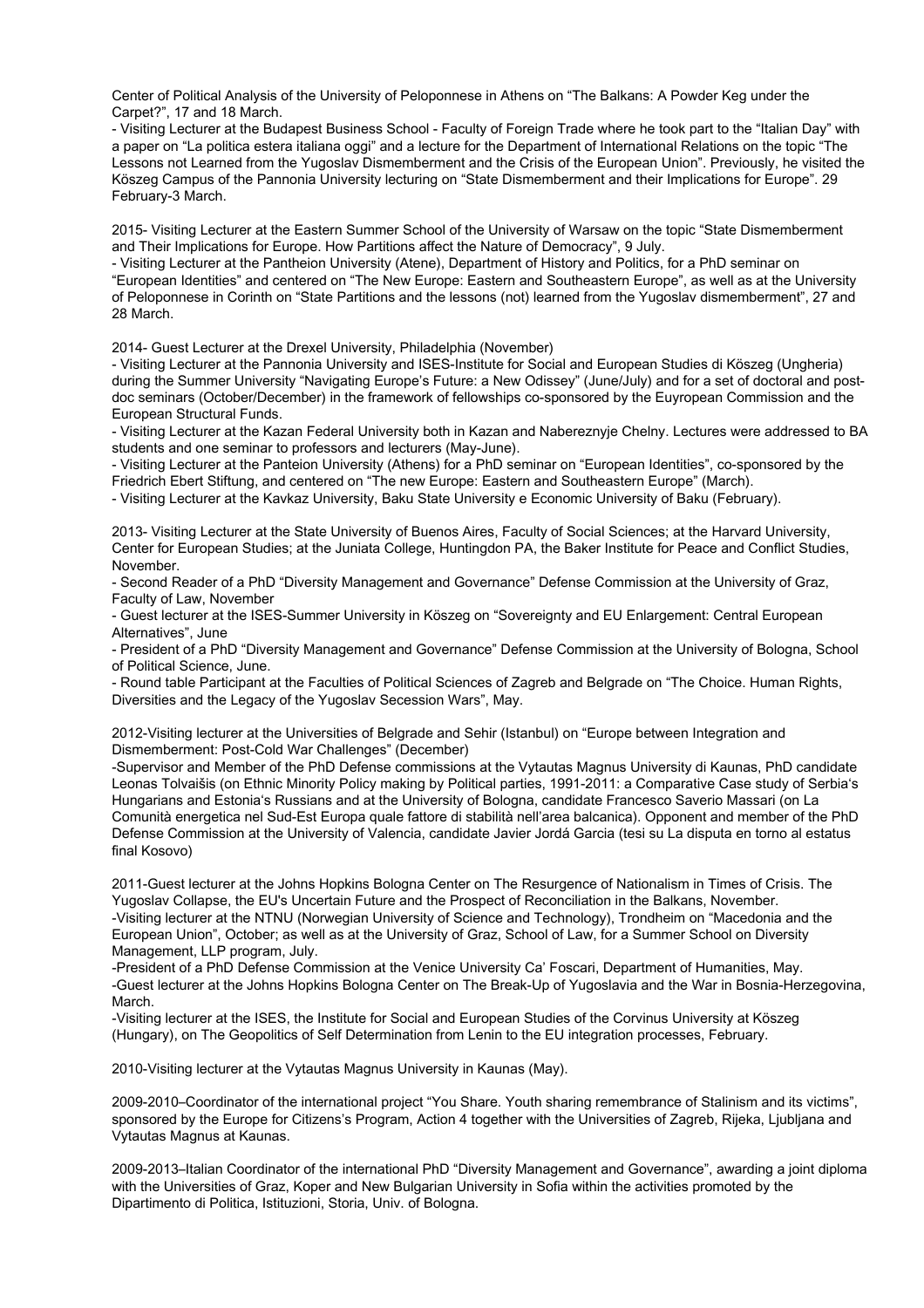Center of Political Analysis of the University of Peloponnese in Athens on “The Balkans: A Powder Keg under the Carpet?”, 17 and 18 March.

- Visiting Lecturer at the Budapest Business School - Faculty of Foreign Trade where he took part to the “Italian Day” with a paper on “La politica estera italiana oggi” and a lecture for the Department of International Relations on the topic “The Lessons not Learned from the Yugoslav Dismemberment and the Crisis of the European Union”. Previously, he visited the Köszeg Campus of the Pannonia University lecturing on “State Dismemberment and their Implications for Europe”. 29 February-3 March.

2015- Visiting Lecturer at the Eastern Summer School of the University of Warsaw on the topic “State Dismemberment and Their Implications for Europe. How Partitions affect the Nature of Democracy”, 9 July.

- Visiting Lecturer at the Pantheion University (Atene), Department of History and Politics, for a PhD seminar on “European Identities” and centered on “The New Europe: Eastern and Southeastern Europe”, as well as at the University of Peloponnese in Corinth on “State Partitions and the lessons (not) learned from the Yugoslav dismemberment”, 27 and 28 March.

2014- Guest Lecturer at the Drexel University, Philadelphia (November)

- Visiting Lecturer at the Pannonia University and ISES-Institute for Social and European Studies di Köszeg (Ungheria) during the Summer University “Navigating Europe’s Future: a New Odissey” (June/July) and for a set of doctoral and post-doc seminars (October/December) in the framework of fellowships co-sponsored by the Euyropean Commission and the European Structural Funds.
- Visiting Lecturer at the Kazan Federal University both in Kazan and Nabereznyje Chelny. Lectures were addressed to BA students and one seminar to professors and lecturers (May-June).
- Visiting Lecturer at the Panteion University (Athens) for a PhD seminar on “European Identities”, co-sponsored by the Friedrich Ebert Stiftung, and centered on “The new Europe: Eastern and Southeastern Europe” (March).
- Visiting Lecturer at the Kavkaz University, Baku State University e Economic University of Baku (February).

2013- Visiting Lecturer at the State University of Buenos Aires, Faculty of Social Sciences; at the Harvard University, Center for European Studies; at the Juniata College, Huntingdon PA, the Baker Institute for Peace and Conflict Studies, November.

- Second Reader of a PhD “Diversity Management and Governance” Defense Commission at the University of Graz, Faculty of Law, November
- Guest lecturer at the ISES-Summer University in Köszeg on “Sovereignty and EU Enlargement: Central European Alternatives”, June
- President of a PhD “Diversity Management and Governance” Defense Commission at the University of Bologna, School of Political Science, June.
- Round table Participant at the Faculties of Political Sciences of Zagreb and Belgrade on “The Choice. Human Rights, Diversities and the Legacy of the Yugoslav Secession Wars”, May.

2012-Visiting lecturer at the Universities of Belgrade and Sehir (Istanbul) on “Europe between Integration and Dismemberment: Post-Cold War Challenges” (December)

-Supervisor and Member of the PhD Defense commissions at the Vytautas Magnus University di Kaunas, PhD candidate Leonas Tolvaišis (on Ethnic Minority Policy making by Political parties, 1991-2011: a Comparative Case study of Serbia‘s Hungarians and Estonia‘s Russians and at the University of Bologna, candidate Francesco Saverio Massari (on La Comunità energetica nel Sud-Est Europa quale fattore di stabilità nell’area balcanica). Opponent and member of the PhD Defense Commission at the University of Valencia, candidate Javier Jordá Garcia (tesi su La disputa en torno al estatus final Kosovo)

2011-Guest lecturer at the Johns Hopkins Bologna Center on The Resurgence of Nationalism in Times of Crisis. The Yugoslav Collapse, the EU's Uncertain Future and the Prospect of Reconciliation in the Balkans, November.

-Visiting lecturer at the NTNU (Norwegian University of Science and Technology), Trondheim on “Macedonia and the European Union”, October; as well as at the University of Graz, School of Law, for a Summer School on Diversity Management, LLP program, July.

-President of a PhD Defense Commission at the Venice University Ca’ Foscari, Department of Humanities, May.

-Guest lecturer at the Johns Hopkins Bologna Center on The Break-Up of Yugoslavia and the War in Bosnia-Herzegovina, March.

-Visiting lecturer at the ISES, the Institute for Social and European Studies of the Corvinus University at Köszeg (Hungary), on The Geopolitics of Self Determination from Lenin to the EU integration processes, February.

2010-Visiting lecturer at the Vytautas Magnus University in Kaunas (May).

2009-2010–Coordinator of the international project “You Share. Youth sharing remembrance of Stalinism and its victims”, sponsored by the Europe for Citizens’s Program, Action 4 together with the Universities of Zagreb, Rijeka, Ljubljana and Vytautas Magnus at Kaunas.

2009-2013–Italian Coordinator of the international PhD “Diversity Management and Governance”, awarding a joint diploma with the Universities of Graz, Koper and New Bulgarian University in Sofia within the activities promoted by the Dipartimento di Politica, Istituzioni, Storia, Univ. of Bologna.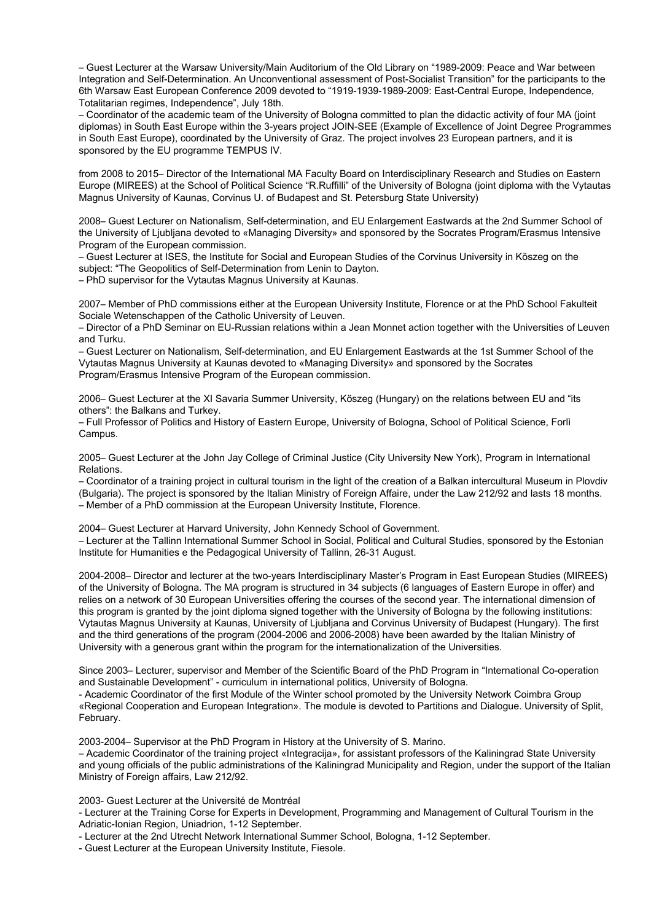– Guest Lecturer at the Warsaw University/Main Auditorium of the Old Library on "1989-2009: Peace and War between Integration and Self-Determination. An Unconventional assessment of Post-Socialist Transition" for the participants to the 6th Warsaw East European Conference 2009 devoted to "1919-1939-1989-2009: East-Central Europe, Independence, Totalitarian regimes, Independence", July 18th.
– Coordinator of the academic team of the University of Bologna committed to plan the didactic activity of four MA (joint diplomas) in South East Europe within the 3-years project JOIN-SEE (Example of Excellence of Joint Degree Programmes in South East Europe), coordinated by the University of Graz. The project involves 23 European partners, and it is sponsored by the EU programme TEMPUS IV.

from 2008 to 2015– Director of the International MA Faculty Board on Interdisciplinary Research and Studies on Eastern Europe (MIREES) at the School of Political Science "R.Ruffilli" of the University of Bologna (joint diploma with the Vytautas Magnus University of Kaunas, Corvinus U. of Budapest and St. Petersburg State University)

2008– Guest Lecturer on Nationalism, Self-determination, and EU Enlargement Eastwards at the 2nd Summer School of the University of Ljubljana devoted to «Managing Diversity» and sponsored by the Socrates Program/Erasmus Intensive Program of the European commission.
– Guest Lecturer at ISES, the Institute for Social and European Studies of the Corvinus University in Köszeg on the subject: "The Geopolitics of Self-Determination from Lenin to Dayton.
– PhD supervisor for the Vytautas Magnus University at Kaunas.

2007– Member of PhD commissions either at the European University Institute, Florence or at the PhD School Fakulteit Sociale Wetenschappen of the Catholic University of Leuven.
– Director of a PhD Seminar on EU-Russian relations within a Jean Monnet action together with the Universities of Leuven and Turku.
– Guest Lecturer on Nationalism, Self-determination, and EU Enlargement Eastwards at the 1st Summer School of the Vytautas Magnus University at Kaunas devoted to «Managing Diversity» and sponsored by the Socrates Program/Erasmus Intensive Program of the European commission.

2006– Guest Lecturer at the XI Savaria Summer University, Köszeg (Hungary) on the relations between EU and "its others": the Balkans and Turkey.
– Full Professor of Politics and History of Eastern Europe, University of Bologna, School of Political Science, Forlì Campus.

2005– Guest Lecturer at the John Jay College of Criminal Justice (City University New York), Program in International Relations.
– Coordinator of a training project in cultural tourism in the light of the creation of a Balkan intercultural Museum in Plovdiv (Bulgaria). The project is sponsored by the Italian Ministry of Foreign Affaire, under the Law 212/92 and lasts 18 months.
– Member of a PhD commission at the European University Institute, Florence.

2004– Guest Lecturer at Harvard University, John Kennedy School of Government.
– Lecturer at the Tallinn International Summer School in Social, Political and Cultural Studies, sponsored by the Estonian Institute for Humanities e the Pedagogical University of Tallinn, 26-31 August.

2004-2008– Director and lecturer at the two-years Interdisciplinary Master's Program in East European Studies (MIREES) of the University of Bologna. The MA program is structured in 34 subjects (6 languages of Eastern Europe in offer) and relies on a network of 30 European Universities offering the courses of the second year. The international dimension of this program is granted by the joint diploma signed together with the University of Bologna by the following institutions: Vytautas Magnus University at Kaunas, University of Ljubljana and Corvinus University of Budapest (Hungary). The first and the third generations of the program (2004-2006 and 2006-2008) have been awarded by the Italian Ministry of University with a generous grant within the program for the internationalization of the Universities.

Since 2003– Lecturer, supervisor and Member of the Scientific Board of the PhD Program in "International Co-operation and Sustainable Development" - curriculum in international politics, University of Bologna.
- Academic Coordinator of the first Module of the Winter school promoted by the University Network Coimbra Group «Regional Cooperation and European Integration». The module is devoted to Partitions and Dialogue. University of Split, February.

2003-2004– Supervisor at the PhD Program in History at the University of S. Marino.
– Academic Coordinator of the training project «Integracija», for assistant professors of the Kaliningrad State University and young officials of the public administrations of the Kaliningrad Municipality and Region, under the support of the Italian Ministry of Foreign affairs, Law 212/92.

2003- Guest Lecturer at the Université de Montréal
- Lecturer at the Training Corse for Experts in Development, Programming and Management of Cultural Tourism in the Adriatic-Ionian Region, Uniadrion, 1-12 September.
- Lecturer at the 2nd Utrecht Network International Summer School, Bologna, 1-12 September.
- Guest Lecturer at the European University Institute, Fiesole.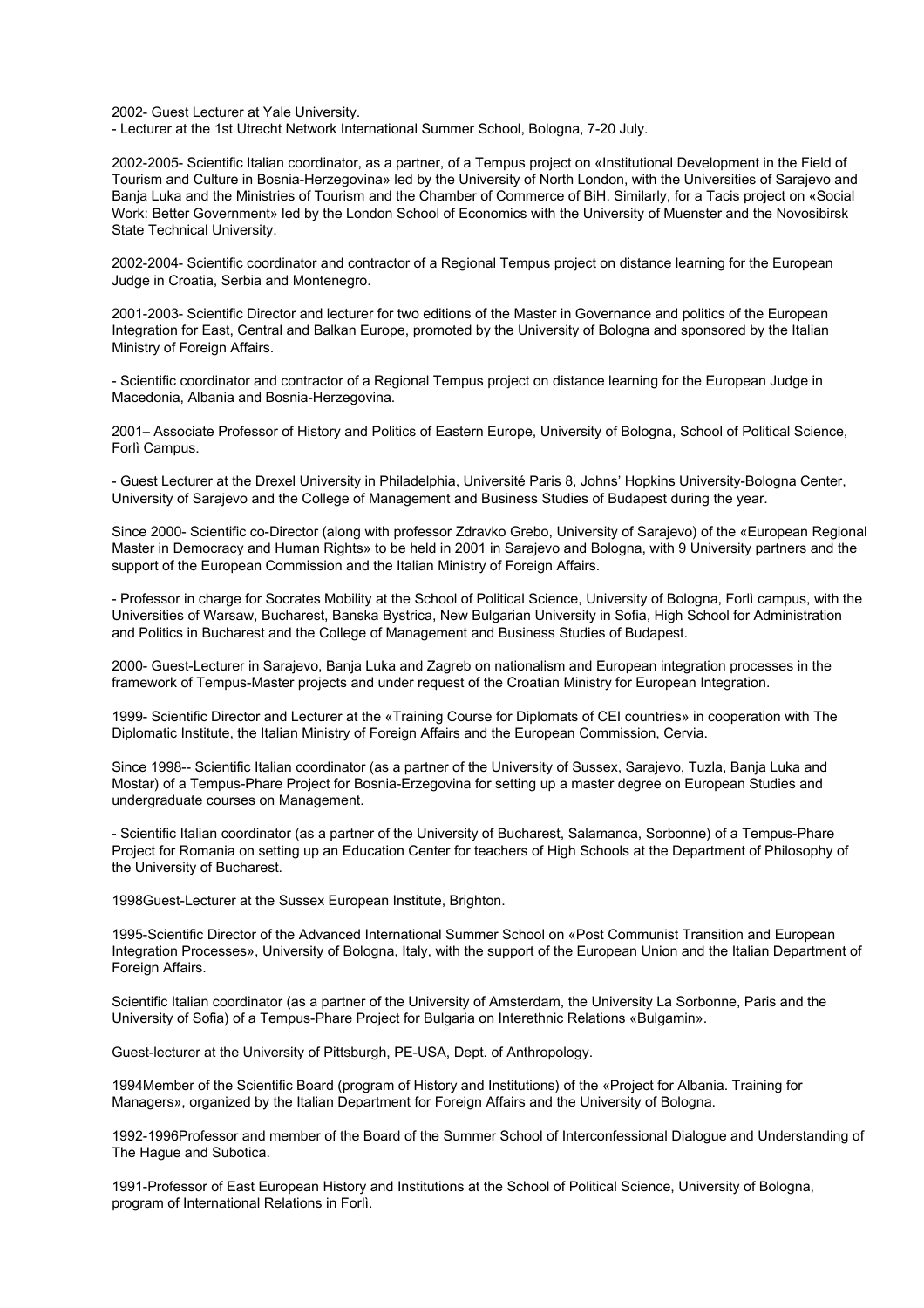2002- Guest Lecturer at Yale University.
- Lecturer at the 1st Utrecht Network International Summer School, Bologna, 7-20 July.

2002-2005- Scientific Italian coordinator, as a partner, of a Tempus project on «Institutional Development in the Field of Tourism and Culture in Bosnia-Herzegovina» led by the University of North London, with the Universities of Sarajevo and Banja Luka and the Ministries of Tourism and the Chamber of Commerce of BiH. Similarly, for a Tacis project on «Social Work: Better Government» led by the London School of Economics with the University of Muenster and the Novosibirsk State Technical University.

2002-2004- Scientific coordinator and contractor of a Regional Tempus project on distance learning for the European Judge in Croatia, Serbia and Montenegro.

2001-2003- Scientific Director and lecturer for two editions of the Master in Governance and politics of the European Integration for East, Central and Balkan Europe, promoted by the University of Bologna and sponsored by the Italian Ministry of Foreign Affairs.

- Scientific coordinator and contractor of a Regional Tempus project on distance learning for the European Judge in Macedonia, Albania and Bosnia-Herzegovina.

2001– Associate Professor of History and Politics of Eastern Europe, University of Bologna, School of Political Science, Forlì Campus.

- Guest Lecturer at the Drexel University in Philadelphia, Université Paris 8, Johns' Hopkins University-Bologna Center, University of Sarajevo and the College of Management and Business Studies of Budapest during the year.

Since 2000- Scientific co-Director (along with professor Zdravko Grebo, University of Sarajevo) of the «European Regional Master in Democracy and Human Rights» to be held in 2001 in Sarajevo and Bologna, with 9 University partners and the support of the European Commission and the Italian Ministry of Foreign Affairs.

- Professor in charge for Socrates Mobility at the School of Political Science, University of Bologna, Forlì campus, with the Universities of Warsaw, Bucharest, Banska Bystrica, New Bulgarian University in Sofia, High School for Administration and Politics in Bucharest and the College of Management and Business Studies of Budapest.

2000- Guest-Lecturer in Sarajevo, Banja Luka and Zagreb on nationalism and European integration processes in the framework of Tempus-Master projects and under request of the Croatian Ministry for European Integration.

1999- Scientific Director and Lecturer at the «Training Course for Diplomats of CEI countries» in cooperation with The Diplomatic Institute, the Italian Ministry of Foreign Affairs and the European Commission, Cervia.

Since 1998-- Scientific Italian coordinator (as a partner of the University of Sussex, Sarajevo, Tuzla, Banja Luka and Mostar) of a Tempus-Phare Project for Bosnia-Erzegovina for setting up a master degree on European Studies and undergraduate courses on Management.

- Scientific Italian coordinator (as a partner of the University of Bucharest, Salamanca, Sorbonne) of a Tempus-Phare Project for Romania on setting up an Education Center for teachers of High Schools at the Department of Philosophy of the University of Bucharest.

1998Guest-Lecturer at the Sussex European Institute, Brighton.

1995-Scientific Director of the Advanced International Summer School on «Post Communist Transition and European Integration Processes», University of Bologna, Italy, with the support of the European Union and the Italian Department of Foreign Affairs.

Scientific Italian coordinator (as a partner of the University of Amsterdam, the University La Sorbonne, Paris and the University of Sofia) of a Tempus-Phare Project for Bulgaria on Interethnic Relations «Bulgamin».

Guest-lecturer at the University of Pittsburgh, PE-USA, Dept. of Anthropology.

1994Member of the Scientific Board (program of History and Institutions) of the «Project for Albania. Training for Managers», organized by the Italian Department for Foreign Affairs and the University of Bologna.

1992-1996Professor and member of the Board of the Summer School of Interconfessional Dialogue and Understanding of The Hague and Subotica.

1991-Professor of East European History and Institutions at the School of Political Science, University of Bologna, program of International Relations in Forlì.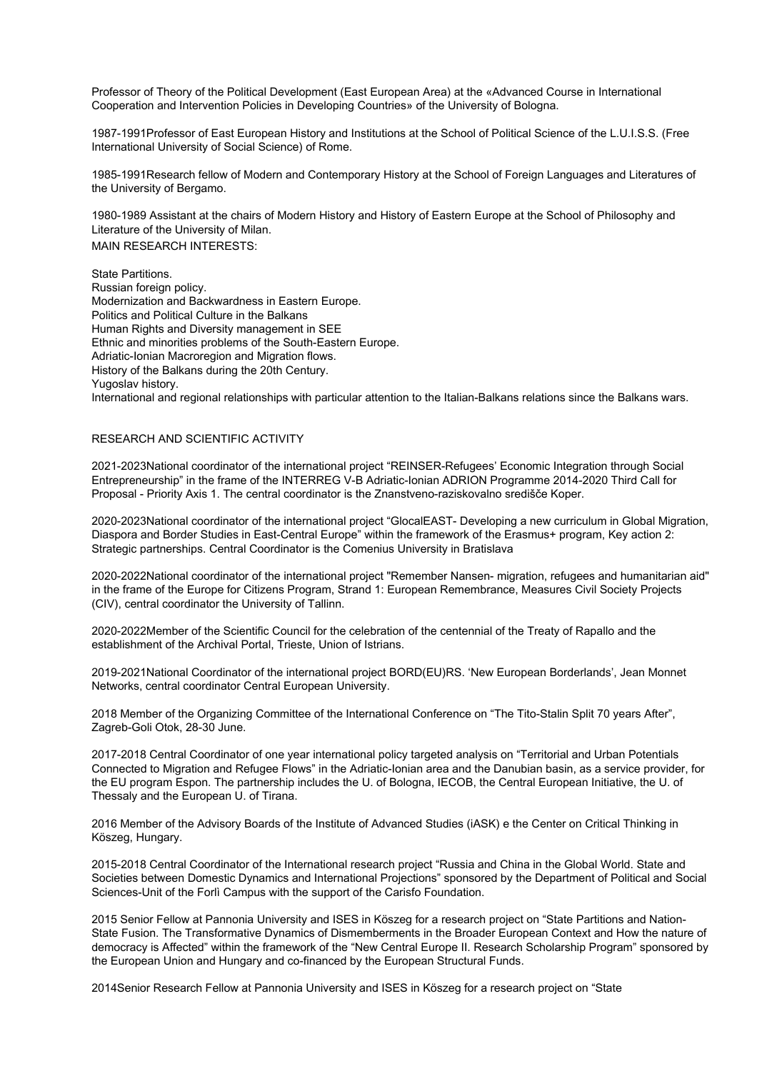Professor of Theory of the Political Development (East European Area) at the «Advanced Course in International Cooperation and Intervention Policies in Developing Countries» of the University of Bologna.

1987-1991Professor of East European History and Institutions at the School of Political Science of the L.U.I.S.S. (Free International University of Social Science) of Rome.

1985-1991Research fellow of Modern and Contemporary History at the School of Foreign Languages and Literatures of the University of Bergamo.

1980-1989 Assistant at the chairs of Modern History and History of Eastern Europe at the School of Philosophy and Literature of the University of Milan.

MAIN RESEARCH INTERESTS:

State Partitions.
Russian foreign policy.
Modernization and Backwardness in Eastern Europe.
Politics and Political Culture in the Balkans
Human Rights and Diversity management in SEE
Ethnic and minorities problems of the South-Eastern Europe.
Adriatic-Ionian Macroregion and Migration flows.
History of the Balkans during the 20th Century.
Yugoslav history.
International and regional relationships with particular attention to the Italian-Balkans relations since the Balkans wars.

RESEARCH AND SCIENTIFIC ACTIVITY

2021-2023National coordinator of the international project "REINSER-Refugees' Economic Integration through Social Entrepreneurship" in the frame of the INTERREG V-B Adriatic-Ionian ADRION Programme 2014-2020 Third Call for Proposal - Priority Axis 1. The central coordinator is the Znanstveno-raziskovalno središče Koper.

2020-2023National coordinator of the international project "GlocalEAST- Developing a new curriculum in Global Migration, Diaspora and Border Studies in East-Central Europe" within the framework of the Erasmus+ program, Key action 2: Strategic partnerships. Central Coordinator is the Comenius University in Bratislava

2020-2022National coordinator of the international project "Remember Nansen- migration, refugees and humanitarian aid" in the frame of the Europe for Citizens Program, Strand 1: European Remembrance, Measures Civil Society Projects (CIV), central coordinator the University of Tallinn.

2020-2022Member of the Scientific Council for the celebration of the centennial of the Treaty of Rapallo and the establishment of the Archival Portal, Trieste, Union of Istrians.

2019-2021National Coordinator of the international project BORD(EU)RS. 'New European Borderlands', Jean Monnet Networks, central coordinator Central European University.

2018 Member of the Organizing Committee of the International Conference on "The Tito-Stalin Split 70 years After", Zagreb-Goli Otok, 28-30 June.

2017-2018 Central Coordinator of one year international policy targeted analysis on "Territorial and Urban Potentials Connected to Migration and Refugee Flows" in the Adriatic-Ionian area and the Danubian basin, as a service provider, for the EU program Espon. The partnership includes the U. of Bologna, IECOB, the Central European Initiative, the U. of Thessaly and the European U. of Tirana.

2016 Member of the Advisory Boards of the Institute of Advanced Studies (iASK) e the Center on Critical Thinking in Köszeg, Hungary.

2015-2018 Central Coordinator of the International research project "Russia and China in the Global World. State and Societies between Domestic Dynamics and International Projections" sponsored by the Department of Political and Social Sciences-Unit of the Forlì Campus with the support of the Carisfo Foundation.

2015 Senior Fellow at Pannonia University and ISES in Köszeg for a research project on "State Partitions and Nation-State Fusion. The Transformative Dynamics of Dismemberments in the Broader European Context and How the nature of democracy is Affected" within the framework of the "New Central Europe II. Research Scholarship Program" sponsored by the European Union and Hungary and co-financed by the European Structural Funds.

2014Senior Research Fellow at Pannonia University and ISES in Köszeg for a research project on "State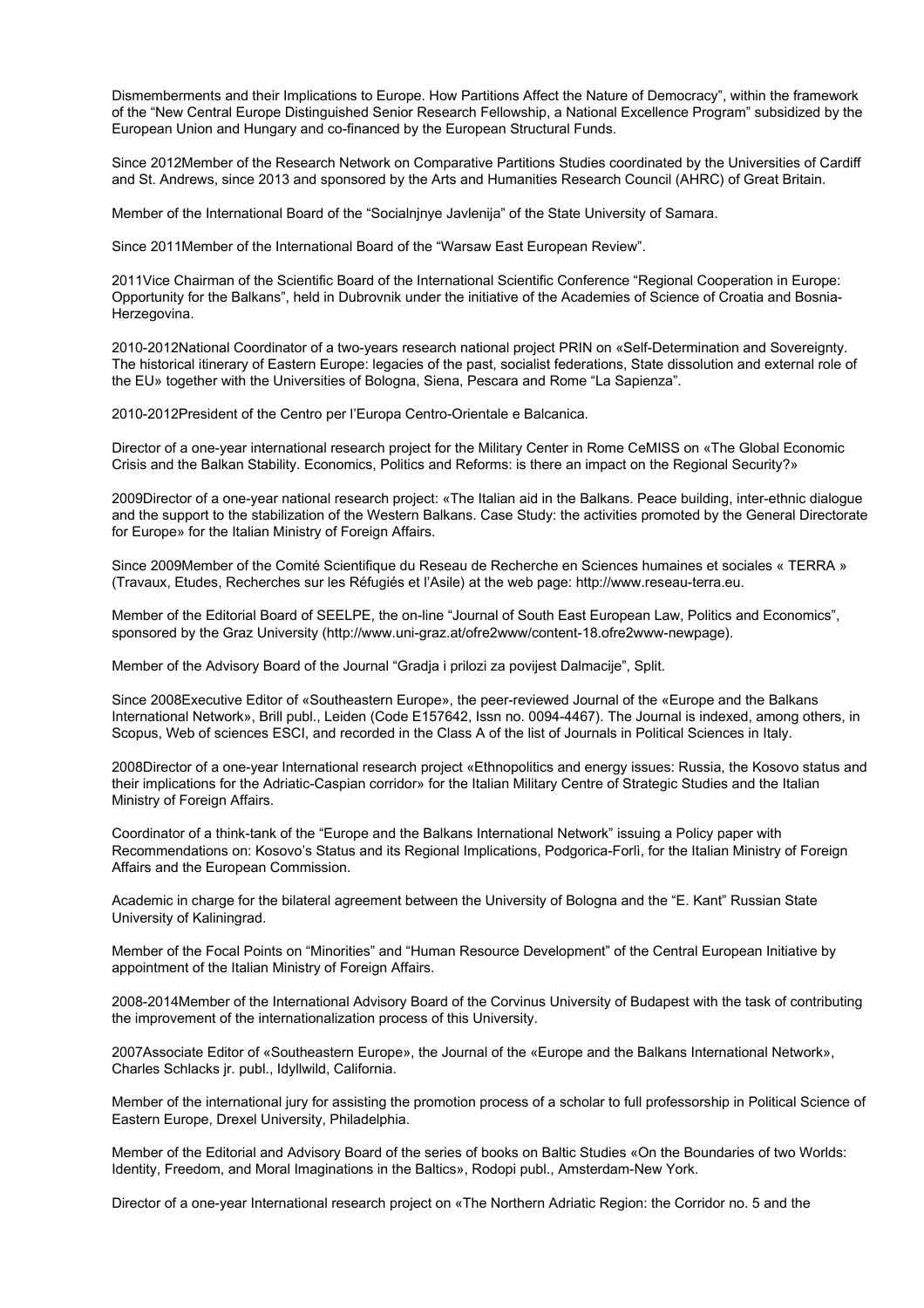Dismemberments and their Implications to Europe. How Partitions Affect the Nature of Democracy", within the framework of the "New Central Europe Distinguished Senior Research Fellowship, a National Excellence Program" subsidized by the European Union and Hungary and co-financed by the European Structural Funds.

Since 2012Member of the Research Network on Comparative Partitions Studies coordinated by the Universities of Cardiff and St. Andrews, since 2013 and sponsored by the Arts and Humanities Research Council (AHRC) of Great Britain.

Member of the International Board of the "Socialnjnye Javlenija" of the State University of Samara.

Since 2011Member of the International Board of the "Warsaw East European Review".

2011Vice Chairman of the Scientific Board of the International Scientific Conference "Regional Cooperation in Europe: Opportunity for the Balkans", held in Dubrovnik under the initiative of the Academies of Science of Croatia and Bosnia-Herzegovina.

2010-2012National Coordinator of a two-years research national project PRIN on «Self-Determination and Sovereignty. The historical itinerary of Eastern Europe: legacies of the past, socialist federations, State dissolution and external role of the EU» together with the Universities of Bologna, Siena, Pescara and Rome "La Sapienza".

2010-2012President of the Centro per l'Europa Centro-Orientale e Balcanica.

Director of a one-year international research project for the Military Center in Rome CeMISS on «The Global Economic Crisis and the Balkan Stability. Economics, Politics and Reforms: is there an impact on the Regional Security?»

2009Director of a one-year national research project: «The Italian aid in the Balkans. Peace building, inter-ethnic dialogue and the support to the stabilization of the Western Balkans. Case Study: the activities promoted by the General Directorate for Europe» for the Italian Ministry of Foreign Affairs.

Since 2009Member of the Comité Scientifique du Reseau de Recherche en Sciences humaines et sociales « TERRA » (Travaux, Etudes, Recherches sur les Réfugiés et l'Asile) at the web page: http://www.reseau-terra.eu.

Member of the Editorial Board of SEELPE, the on-line "Journal of South East European Law, Politics and Economics", sponsored by the Graz University (http://www.uni-graz.at/ofre2www/content-18.ofre2www-newpage).

Member of the Advisory Board of the Journal "Gradja i prilozi za povijest Dalmacije", Split.

Since 2008Executive Editor of «Southeastern Europe», the peer-reviewed Journal of the «Europe and the Balkans International Network», Brill publ., Leiden (Code E157642, Issn no. 0094-4467). The Journal is indexed, among others, in Scopus, Web of sciences ESCI, and recorded in the Class A of the list of Journals in Political Sciences in Italy.

2008Director of a one-year International research project «Ethnopolitics and energy issues: Russia, the Kosovo status and their implications for the Adriatic-Caspian corridor» for the Italian Military Centre of Strategic Studies and the Italian Ministry of Foreign Affairs.

Coordinator of a think-tank of the "Europe and the Balkans International Network" issuing a Policy paper with Recommendations on: Kosovo's Status and its Regional Implications, Podgorica-Forlì, for the Italian Ministry of Foreign Affairs and the European Commission.

Academic in charge for the bilateral agreement between the University of Bologna and the "E. Kant" Russian State University of Kaliningrad.

Member of the Focal Points on "Minorities" and "Human Resource Development" of the Central European Initiative by appointment of the Italian Ministry of Foreign Affairs.

2008-2014Member of the International Advisory Board of the Corvinus University of Budapest with the task of contributing the improvement of the internationalization process of this University.

2007Associate Editor of «Southeastern Europe», the Journal of the «Europe and the Balkans International Network», Charles Schlacks jr. publ., Idyllwild, California.

Member of the international jury for assisting the promotion process of a scholar to full professorship in Political Science of Eastern Europe, Drexel University, Philadelphia.

Member of the Editorial and Advisory Board of the series of books on Baltic Studies «On the Boundaries of two Worlds: Identity, Freedom, and Moral Imaginations in the Baltics», Rodopi publ., Amsterdam-New York.

Director of a one-year International research project on «The Northern Adriatic Region: the Corridor no. 5 and the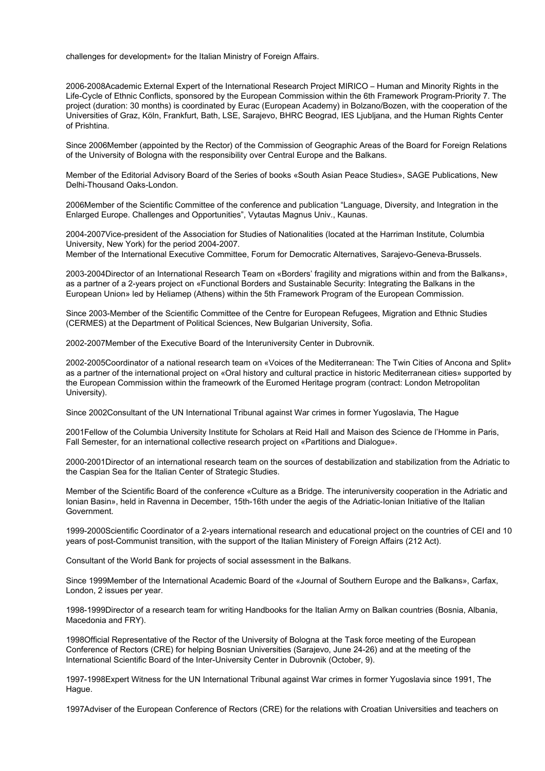challenges for development» for the Italian Ministry of Foreign Affairs.

2006-2008Academic External Expert of the International Research Project MIRICO – Human and Minority Rights in the Life-Cycle of Ethnic Conflicts, sponsored by the European Commission within the 6th Framework Program-Priority 7. The project (duration: 30 months) is coordinated by Eurac (European Academy) in Bolzano/Bozen, with the cooperation of the Universities of Graz, Köln, Frankfurt, Bath, LSE, Sarajevo, BHRC Beograd, IES Ljubljana, and the Human Rights Center of Prishtina.

Since 2006Member (appointed by the Rector) of the Commission of Geographic Areas of the Board for Foreign Relations of the University of Bologna with the responsibility over Central Europe and the Balkans.

Member of the Editorial Advisory Board of the Series of books «South Asian Peace Studies», SAGE Publications, New Delhi-Thousand Oaks-London.

2006Member of the Scientific Committee of the conference and publication "Language, Diversity, and Integration in the Enlarged Europe. Challenges and Opportunities", Vytautas Magnus Univ., Kaunas.

2004-2007Vice-president of the Association for Studies of Nationalities (located at the Harriman Institute, Columbia University, New York) for the period 2004-2007.
Member of the International Executive Committee, Forum for Democratic Alternatives, Sarajevo-Geneva-Brussels.

2003-2004Director of an International Research Team on «Borders' fragility and migrations within and from the Balkans», as a partner of a 2-years project on «Functional Borders and Sustainable Security: Integrating the Balkans in the European Union» led by Heliamep (Athens) within the 5th Framework Program of the European Commission.

Since 2003-Member of the Scientific Committee of the Centre for European Refugees, Migration and Ethnic Studies (CERMES) at the Department of Political Sciences, New Bulgarian University, Sofia.

2002-2007Member of the Executive Board of the Interuniversity Center in Dubrovnik.

2002-2005Coordinator of a national research team on «Voices of the Mediterranean: The Twin Cities of Ancona and Split» as a partner of the international project on «Oral history and cultural practice in historic Mediterranean cities» supported by the European Commission within the frameowrk of the Euromed Heritage program (contract: London Metropolitan University).

Since 2002Consultant of the UN International Tribunal against War crimes in former Yugoslavia, The Hague

2001Fellow of the Columbia University Institute for Scholars at Reid Hall and Maison des Science de l'Homme in Paris, Fall Semester, for an international collective research project on «Partitions and Dialogue».

2000-2001Director of an international research team on the sources of destabilization and stabilization from the Adriatic to the Caspian Sea for the Italian Center of Strategic Studies.

Member of the Scientific Board of the conference «Culture as a Bridge. The interuniversity cooperation in the Adriatic and Ionian Basin», held in Ravenna in December, 15th-16th under the aegis of the Adriatic-Ionian Initiative of the Italian Government.

1999-2000Scientific Coordinator of a 2-years international research and educational project on the countries of CEI and 10 years of post-Communist transition, with the support of the Italian Ministery of Foreign Affairs (212 Act).

Consultant of the World Bank for projects of social assessment in the Balkans.

Since 1999Member of the International Academic Board of the «Journal of Southern Europe and the Balkans», Carfax, London, 2 issues per year.

1998-1999Director of a research team for writing Handbooks for the Italian Army on Balkan countries (Bosnia, Albania, Macedonia and FRY).

1998Official Representative of the Rector of the University of Bologna at the Task force meeting of the European Conference of Rectors (CRE) for helping Bosnian Universities (Sarajevo, June 24-26) and at the meeting of the International Scientific Board of the Inter-University Center in Dubrovnik (October, 9).

1997-1998Expert Witness for the UN International Tribunal against War crimes in former Yugoslavia since 1991, The Hague.

1997Adviser of the European Conference of Rectors (CRE) for the relations with Croatian Universities and teachers on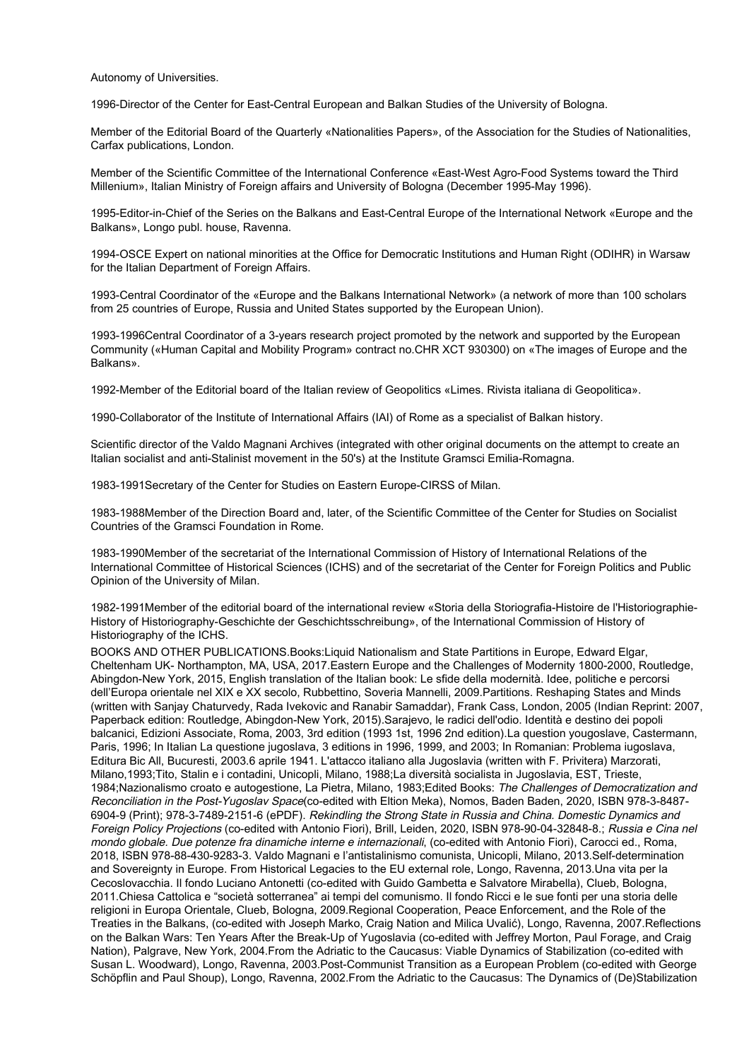Autonomy of Universities.

1996-Director of the Center for East-Central European and Balkan Studies of the University of Bologna.

Member of the Editorial Board of the Quarterly «Nationalities Papers», of the Association for the Studies of Nationalities, Carfax publications, London.

Member of the Scientific Committee of the International Conference «East-West Agro-Food Systems toward the Third Millenium», Italian Ministry of Foreign affairs and University of Bologna (December 1995-May 1996).

1995-Editor-in-Chief of the Series on the Balkans and East-Central Europe of the International Network «Europe and the Balkans», Longo publ. house, Ravenna.

1994-OSCE Expert on national minorities at the Office for Democratic Institutions and Human Right (ODIHR) in Warsaw for the Italian Department of Foreign Affairs.

1993-Central Coordinator of the «Europe and the Balkans International Network» (a network of more than 100 scholars from 25 countries of Europe, Russia and United States supported by the European Union).

1993-1996Central Coordinator of a 3-years research project promoted by the network and supported by the European Community («Human Capital and Mobility Program» contract no.CHR XCT 930300) on «The images of Europe and the Balkans».

1992-Member of the Editorial board of the Italian review of Geopolitics «Limes. Rivista italiana di Geopolitica».

1990-Collaborator of the Institute of International Affairs (IAI) of Rome as a specialist of Balkan history.

Scientific director of the Valdo Magnani Archives (integrated with other original documents on the attempt to create an Italian socialist and anti-Stalinist movement in the 50's) at the Institute Gramsci Emilia-Romagna.

1983-1991Secretary of the Center for Studies on Eastern Europe-CIRSS of Milan.

1983-1988Member of the Direction Board and, later, of the Scientific Committee of the Center for Studies on Socialist Countries of the Gramsci Foundation in Rome.

1983-1990Member of the secretariat of the International Commission of History of International Relations of the International Committee of Historical Sciences (ICHS) and of the secretariat of the Center for Foreign Politics and Public Opinion of the University of Milan.

1982-1991Member of the editorial board of the international review «Storia della Storiografia-Histoire de l'Historiographie-History of Historiography-Geschichte der Geschichtsschreibung», of the International Commission of History of Historiography of the ICHS.

BOOKS AND OTHER PUBLICATIONS.Books:Liquid Nationalism and State Partitions in Europe, Edward Elgar, Cheltenham UK- Northampton, MA, USA, 2017.Eastern Europe and the Challenges of Modernity 1800-2000, Routledge, Abingdon-New York, 2015, English translation of the Italian book: Le sfide della modernità. Idee, politiche e percorsi dell'Europa orientale nel XIX e XX secolo, Rubbettino, Soveria Mannelli, 2009.Partitions. Reshaping States and Minds (written with Sanjay Chaturvedy, Rada Ivekovic and Ranabir Samaddar), Frank Cass, London, 2005 (Indian Reprint: 2007, Paperback edition: Routledge, Abingdon-New York, 2015).Sarajevo, le radici dell'odio. Identità e destino dei popoli balcanici, Edizioni Associate, Roma, 2003, 3rd edition (1993 1st, 1996 2nd edition).La question yougoslave, Castermann, Paris, 1996; In Italian La questione jugoslava, 3 editions in 1996, 1999, and 2003; In Romanian: Problema iugoslava, Editura Bic All, Bucuresti, 2003.6 aprile 1941. L'attacco italiano alla Jugoslavia (written with F. Privitera) Marzorati, Milano,1993;Tito, Stalin e i contadini, Unicopli, Milano, 1988;La diversità socialista in Jugoslavia, EST, Trieste, 1984;Nazionalismo croato e autogestione, La Pietra, Milano, 1983;Edited Books: *The Challenges of Democratization and Reconciliation in the Post-Yugoslav Space*(co-edited with Eltion Meka), Nomos, Baden Baden, 2020, ISBN 978-3-8487-6904-9 (Print); 978-3-7489-2151-6 (ePDF). *Rekindling the Strong State in Russia and China. Domestic Dynamics and Foreign Policy Projections* (co-edited with Antonio Fiori), Brill, Leiden, 2020, ISBN 978-90-04-32848-8.; *Russia e Cina nel mondo globale. Due potenze fra dinamiche interne e internazionali*, (co-edited with Antonio Fiori), Carocci ed., Roma, 2018, ISBN 978-88-430-9283-3. Valdo Magnani e l'antistalinismo comunista, Unicopli, Milano, 2013.Self-determination and Sovereignty in Europe. From Historical Legacies to the EU external role, Longo, Ravenna, 2013.Una vita per la Cecoslovacchia. Il fondo Luciano Antonetti (co-edited with Guido Gambetta e Salvatore Mirabella), Clueb, Bologna, 2011.Chiesa Cattolica e "società sotterranea" ai tempi del comunismo. Il fondo Ricci e le sue fonti per una storia delle religioni in Europa Orientale, Clueb, Bologna, 2009.Regional Cooperation, Peace Enforcement, and the Role of the Treaties in the Balkans, (co-edited with Joseph Marko, Craig Nation and Milica Uvalić), Longo, Ravenna, 2007.Reflections on the Balkan Wars: Ten Years After the Break-Up of Yugoslavia (co-edited with Jeffrey Morton, Paul Forage, and Craig Nation), Palgrave, New York, 2004.From the Adriatic to the Caucasus: Viable Dynamics of Stabilization (co-edited with Susan L. Woodward), Longo, Ravenna, 2003.Post-Communist Transition as a European Problem (co-edited with George Schöpflin and Paul Shoup), Longo, Ravenna, 2002.From the Adriatic to the Caucasus: The Dynamics of (De)Stabilization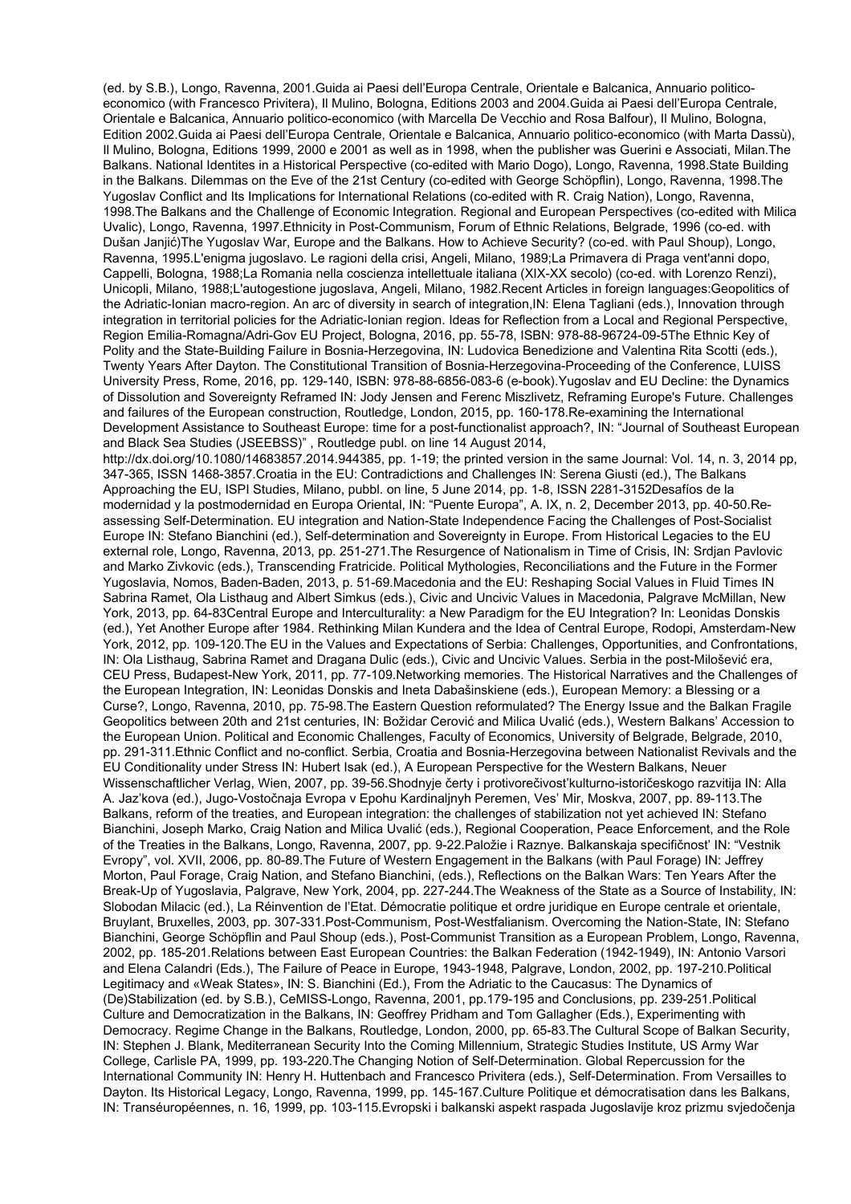(ed. by S.B.), Longo, Ravenna, 2001.Guida ai Paesi dell'Europa Centrale, Orientale e Balcanica, Annuario politico-economico (with Francesco Privitera), Il Mulino, Bologna, Editions 2003 and 2004.Guida ai Paesi dell'Europa Centrale, Orientale e Balcanica, Annuario politico-economico (with Marcella De Vecchio and Rosa Balfour), Il Mulino, Bologna, Edition 2002.Guida ai Paesi dell'Europa Centrale, Orientale e Balcanica, Annuario politico-economico (with Marta Dassù), Il Mulino, Bologna, Editions 1999, 2000 e 2001 as well as in 1998, when the publisher was Guerini e Associati, Milan.The Balkans. National Identites in a Historical Perspective (co-edited with Mario Dogo), Longo, Ravenna, 1998.State Building in the Balkans. Dilemmas on the Eve of the 21st Century (co-edited with George Schöpflin), Longo, Ravenna, 1998.The Yugoslav Conflict and Its Implications for International Relations (co-edited with R. Craig Nation), Longo, Ravenna, 1998.The Balkans and the Challenge of Economic Integration. Regional and European Perspectives (co-edited with Milica Uvalic), Longo, Ravenna, 1997.Ethnicity in Post-Communism, Forum of Ethnic Relations, Belgrade, 1996 (co-ed. with Dušan Janjić)The Yugoslav War, Europe and the Balkans. How to Achieve Security? (co-ed. with Paul Shoup), Longo, Ravenna, 1995.L'enigma jugoslavo. Le ragioni della crisi, Angeli, Milano, 1989;La Primavera di Praga vent'anni dopo, Cappelli, Bologna, 1988;La Romania nella coscienza intellettuale italiana (XIX-XX secolo) (co-ed. with Lorenzo Renzi), Unicopli, Milano, 1988;L'autogestione jugoslava, Angeli, Milano, 1982.Recent Articles in foreign languages:Geopolitics of the Adriatic-Ionian macro-region. An arc of diversity in search of integration,IN: Elena Tagliani (eds.), Innovation through integration in territorial policies for the Adriatic-Ionian region. Ideas for Reflection from a Local and Regional Perspective, Region Emilia-Romagna/Adri-Gov EU Project, Bologna, 2016, pp. 55-78, ISBN: 978-88-96724-09-5The Ethnic Key of Polity and the State-Building Failure in Bosnia-Herzegovina, IN: Ludovica Benedizione and Valentina Rita Scotti (eds.), Twenty Years After Dayton. The Constitutional Transition of Bosnia-Herzegovina-Proceeding of the Conference, LUISS University Press, Rome, 2016, pp. 129-140, ISBN: 978-88-6856-083-6 (e-book).Yugoslav and EU Decline: the Dynamics of Dissolution and Sovereignty Reframed IN: Jody Jensen and Ferenc Miszlivetz, Reframing Europe's Future. Challenges and failures of the European construction, Routledge, London, 2015, pp. 160-178.Re-examining the International Development Assistance to Southeast Europe: time for a post-functionalist approach?, IN: "Journal of Southeast European and Black Sea Studies (JSEEBSS)" , Routledge publ. on line 14 August 2014, http://dx.doi.org/10.1080/14683857.2014.944385, pp. 1-19; the printed version in the same Journal: Vol. 14, n. 3, 2014 pp, 347-365, ISSN 1468-3857.Croatia in the EU: Contradictions and Challenges IN: Serena Giusti (ed.), The Balkans Approaching the EU, ISPI Studies, Milano, pubbl. on line, 5 June 2014, pp. 1-8, ISSN 2281-3152Desafíos de la modernidad y la postmodernidad en Europa Oriental, IN: "Puente Europa", A. IX, n. 2, December 2013, pp. 40-50.Re-assessing Self-Determination. EU integration and Nation-State Independence Facing the Challenges of Post-Socialist Europe IN: Stefano Bianchini (ed.), Self-determination and Sovereignty in Europe. From Historical Legacies to the EU external role, Longo, Ravenna, 2013, pp. 251-271.The Resurgence of Nationalism in Time of Crisis, IN: Srdjan Pavlovic and Marko Zivkovic (eds.), Transcending Fratricide. Political Mythologies, Reconciliations and the Future in the Former Yugoslavia, Nomos, Baden-Baden, 2013, p. 51-69.Macedonia and the EU: Reshaping Social Values in Fluid Times IN Sabrina Ramet, Ola Listhaug and Albert Simkus (eds.), Civic and Uncivic Values in Macedonia, Palgrave McMillan, New York, 2013, pp. 64-83Central Europe and Interculturality: a New Paradigm for the EU Integration? In: Leonidas Donskis (ed.), Yet Another Europe after 1984. Rethinking Milan Kundera and the Idea of Central Europe, Rodopi, Amsterdam-New York, 2012, pp. 109-120.The EU in the Values and Expectations of Serbia: Challenges, Opportunities, and Confrontations, IN: Ola Listhaug, Sabrina Ramet and Dragana Dulic (eds.), Civic and Uncivic Values. Serbia in the post-Milošević era, CEU Press, Budapest-New York, 2011, pp. 77-109.Networking memories. The Historical Narratives and the Challenges of the European Integration, IN: Leonidas Donskis and Ineta Dabašinskiene (eds.), European Memory: a Blessing or a Curse?, Longo, Ravenna, 2010, pp. 75-98.The Eastern Question reformulated? The Energy Issue and the Balkan Fragile Geopolitics between 20th and 21st centuries, IN: Božidar Cerović and Milica Uvalić (eds.), Western Balkans' Accession to the European Union. Political and Economic Challenges, Faculty of Economics, University of Belgrade, Belgrade, 2010, pp. 291-311.Ethnic Conflict and no-conflict. Serbia, Croatia and Bosnia-Herzegovina between Nationalist Revivals and the EU Conditionality under Stress IN: Hubert Isak (ed.), A European Perspective for the Western Balkans, Neuer Wissenschaftlicher Verlag, Wien, 2007, pp. 39-56.Shodnyje čerty i protivorečivost'kulturno-istoričeskogo razvitija IN: Alla A. Jaz'kova (ed.), Jugo-Vostočnaja Evropa v Epohu Kardinaljnyh Peremen, Ves' Mir, Moskva, 2007, pp. 89-113.The Balkans, reform of the treaties, and European integration: the challenges of stabilization not yet achieved IN: Stefano Bianchini, Joseph Marko, Craig Nation and Milica Uvalić (eds.), Regional Cooperation, Peace Enforcement, and the Role of the Treaties in the Balkans, Longo, Ravenna, 2007, pp. 9-22.Paložie i Raznye. Balkanskaja specifičnost' IN: "Vestnik Evropy", vol. XVII, 2006, pp. 80-89.The Future of Western Engagement in the Balkans (with Paul Forage) IN: Jeffrey Morton, Paul Forage, Craig Nation, and Stefano Bianchini, (eds.), Reflections on the Balkan Wars: Ten Years After the Break-Up of Yugoslavia, Palgrave, New York, 2004, pp. 227-244.The Weakness of the State as a Source of Instability, IN: Slobodan Milacic (ed.), La Réinvention de l'Etat. Démocratie politique et ordre juridique en Europe centrale et orientale, Bruylant, Bruxelles, 2003, pp. 307-331.Post-Communism, Post-Westfalianism. Overcoming the Nation-State, IN: Stefano Bianchini, George Schöpflin and Paul Shoup (eds.), Post-Communist Transition as a European Problem, Longo, Ravenna, 2002, pp. 185-201.Relations between East European Countries: the Balkan Federation (1942-1949), IN: Antonio Varsori and Elena Calandri (Eds.), The Failure of Peace in Europe, 1943-1948, Palgrave, London, 2002, pp. 197-210.Political Legitimacy and «Weak States», IN: S. Bianchini (Ed.), From the Adriatic to the Caucasus: The Dynamics of (De)Stabilization (ed. by S.B.), CeMISS-Longo, Ravenna, 2001, pp.179-195 and Conclusions, pp. 239-251.Political Culture and Democratization in the Balkans, IN: Geoffrey Pridham and Tom Gallagher (Eds.), Experimenting with Democracy. Regime Change in the Balkans, Routledge, London, 2000, pp. 65-83.The Cultural Scope of Balkan Security, IN: Stephen J. Blank, Mediterranean Security Into the Coming Millennium, Strategic Studies Institute, US Army War College, Carlisle PA, 1999, pp. 193-220.The Changing Notion of Self-Determination. Global Repercussion for the International Community IN: Henry H. Huttenbach and Francesco Privitera (eds.), Self-Determination. From Versailles to Dayton. Its Historical Legacy, Longo, Ravenna, 1999, pp. 145-167.Culture Politique et démocratisation dans les Balkans, IN: Transéuropéennes, n. 16, 1999, pp. 103-115.Evropski i balkanski aspekt raspada Jugoslavije kroz prizmu svjedočenja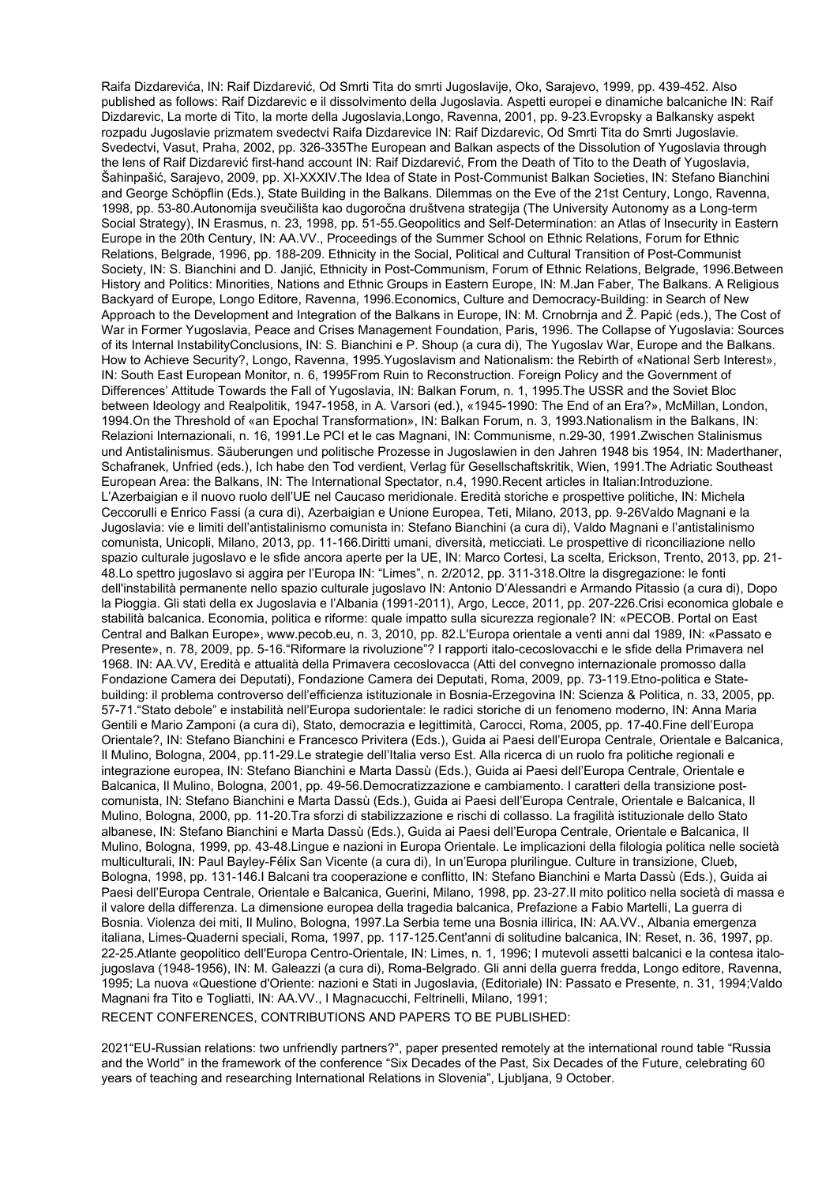Raifa Dizdarevića, IN: Raif Dizdarević, Od Smrti Tita do smrti Jugoslavije, Oko, Sarajevo, 1999, pp. 439-452. Also published as follows: Raif Dizdarevic e il dissolvimento della Jugoslavia. Aspetti europei e dinamiche balcaniche IN: Raif Dizdarevic, La morte di Tito, la morte della Jugoslavia,Longo, Ravenna, 2001, pp. 9-23.Evropsky a Balkansky aspekt rozpadu Jugoslavie prizmatem svedectvi Raifa Dizdarevice IN: Raif Dizdarevic, Od Smrti Tita do Smrti Jugoslavie. Svedectvi, Vasut, Praha, 2002, pp. 326-335The European and Balkan aspects of the Dissolution of Yugoslavia through the lens of Raif Dizdarević first-hand account IN: Raif Dizdarević, From the Death of Tito to the Death of Yugoslavia, Šahinpašić, Sarajevo, 2009, pp. XI-XXXIV.The Idea of State in Post-Communist Balkan Societies, IN: Stefano Bianchini and George Schöpflin (Eds.), State Building in the Balkans. Dilemmas on the Eve of the 21st Century, Longo, Ravenna, 1998, pp. 53-80.Autonomija sveučilišta kao dugoročna društvena strategija (The University Autonomy as a Long-term Social Strategy), IN Erasmus, n. 23, 1998, pp. 51-55.Geopolitics and Self-Determination: an Atlas of Insecurity in Eastern Europe in the 20th Century, IN: AA.VV., Proceedings of the Summer School on Ethnic Relations, Forum for Ethnic Relations, Belgrade, 1996, pp. 188-209. Ethnicity in the Social, Political and Cultural Transition of Post-Communist Society, IN: S. Bianchini and D. Janjić, Ethnicity in Post-Communism, Forum of Ethnic Relations, Belgrade, 1996.Between History and Politics: Minorities, Nations and Ethnic Groups in Eastern Europe, IN: M.Jan Faber, The Balkans. A Religious Backyard of Europe, Longo Editore, Ravenna, 1996.Economics, Culture and Democracy-Building: in Search of New Approach to the Development and Integration of the Balkans in Europe, IN: M. Crnobrnja and Ž. Papić (eds.), The Cost of War in Former Yugoslavia, Peace and Crises Management Foundation, Paris, 1996. The Collapse of Yugoslavia: Sources of its Internal InstabilityConclusions, IN: S. Bianchini e P. Shoup (a cura di), The Yugoslav War, Europe and the Balkans. How to Achieve Security?, Longo, Ravenna, 1995.Yugoslavism and Nationalism: the Rebirth of «National Serb Interest», IN: South East European Monitor, n. 6, 1995From Ruin to Reconstruction. Foreign Policy and the Government of Differences' Attitude Towards the Fall of Yugoslavia, IN: Balkan Forum, n. 1, 1995.The USSR and the Soviet Bloc between Ideology and Realpolitik, 1947-1958, in A. Varsori (ed.), «1945-1990: The End of an Era?», McMillan, London, 1994.On the Threshold of «an Epochal Transformation», IN: Balkan Forum, n. 3, 1993.Nationalism in the Balkans, IN: Relazioni Internazionali, n. 16, 1991.Le PCI et le cas Magnani, IN: Communisme, n.29-30, 1991.Zwischen Stalinismus und Antistalinismus. Säuberungen und politische Prozesse in Jugoslawien in den Jahren 1948 bis 1954, IN: Maderthaner, Schafranek, Unfried (eds.), Ich habe den Tod verdient, Verlag für Gesellschaftskritik, Wien, 1991.The Adriatic Southeast European Area: the Balkans, IN: The International Spectator, n.4, 1990.Recent articles in Italian:Introduzione. L'Azerbaigian e il nuovo ruolo dell'UE nel Caucaso meridionale. Eredità storiche e prospettive politiche, IN: Michela Ceccorulli e Enrico Fassi (a cura di), Azerbaigian e Unione Europea, Teti, Milano, 2013, pp. 9-26Valdo Magnani e la Jugoslavia: vie e limiti dell'antistalinismo comunista in: Stefano Bianchini (a cura di), Valdo Magnani e l'antistalinismo comunista, Unicopli, Milano, 2013, pp. 11-166.Diritti umani, diversità, meticciati. Le prospettive di riconciliazione nello spazio culturale jugoslavo e le sfide ancora aperte per la UE, IN: Marco Cortesi, La scelta, Erickson, Trento, 2013, pp. 21-48.Lo spettro jugoslavo si aggira per l'Europa IN: "Limes", n. 2/2012, pp. 311-318.Oltre la disgregazione: le fonti dell'instabilità permanente nello spazio culturale jugoslavo IN: Antonio D'Alessandri e Armando Pitassio (a cura di), Dopo la Pioggia. Gli stati della ex Jugoslavia e l'Albania (1991-2011), Argo, Lecce, 2011, pp. 207-226.Crisi economica globale e stabilità balcanica. Economia, politica e riforme: quale impatto sulla sicurezza regionale? IN: «PECOB. Portal on East Central and Balkan Europe», www.pecob.eu, n. 3, 2010, pp. 82.L'Europa orientale a venti anni dal 1989, IN: «Passato e Presente», n. 78, 2009, pp. 5-16."Riformare la rivoluzione"? I rapporti italo-cecoslovacchi e le sfide della Primavera nel 1968. IN: AA.VV, Eredità e attualità della Primavera cecoslovacca (Atti del convegno internazionale promosso dalla Fondazione Camera dei Deputati), Fondazione Camera dei Deputati, Roma, 2009, pp. 73-119.Etno-politica e State-building: il problema controverso dell'efficienza istituzionale in Bosnia-Erzegovina IN: Scienza & Politica, n. 33, 2005, pp. 57-71."Stato debole" e instabilità nell'Europa sudorientale: le radici storiche di un fenomeno moderno, IN: Anna Maria Gentili e Mario Zamponi (a cura di), Stato, democrazia e legittimità, Carocci, Roma, 2005, pp. 17-40.Fine dell'Europa Orientale?, IN: Stefano Bianchini e Francesco Privitera (Eds.), Guida ai Paesi dell'Europa Centrale, Orientale e Balcanica, Il Mulino, Bologna, 2004, pp.11-29.Le strategie dell'Italia verso Est. Alla ricerca di un ruolo fra politiche regionali e integrazione europea, IN: Stefano Bianchini e Marta Dassù (Eds.), Guida ai Paesi dell'Europa Centrale, Orientale e Balcanica, Il Mulino, Bologna, 2001, pp. 49-56.Democratizzazione e cambiamento. I caratteri della transizione post-comunista, IN: Stefano Bianchini e Marta Dassù (Eds.), Guida ai Paesi dell'Europa Centrale, Orientale e Balcanica, Il Mulino, Bologna, 2000, pp. 11-20.Tra sforzi di stabilizzazione e rischi di collasso. La fragilità istituzionale dello Stato albanese, IN: Stefano Bianchini e Marta Dassù (Eds.), Guida ai Paesi dell'Europa Centrale, Orientale e Balcanica, Il Mulino, Bologna, 1999, pp. 43-48.Lingue e nazioni in Europa Orientale. Le implicazioni della filologia politica nelle società multiculturali, IN: Paul Bayley-Félix San Vicente (a cura di), In un'Europa plurilingue. Culture in transizione, Clueb, Bologna, 1998, pp. 131-146.I Balcani tra cooperazione e conflitto, IN: Stefano Bianchini e Marta Dassù (Eds.), Guida ai Paesi dell'Europa Centrale, Orientale e Balcanica, Guerini, Milano, 1998, pp. 23-27.Il mito politico nella società di massa e il valore della differenza. La dimensione europea della tragedia balcanica, Prefazione a Fabio Martelli, La guerra di Bosnia. Violenza dei miti, Il Mulino, Bologna, 1997.La Serbia teme una Bosnia illirica, IN: AA.VV., Albania emergenza italiana, Limes-Quaderni speciali, Roma, 1997, pp. 117-125.Cent'anni di solitudine balcanica, IN: Reset, n. 36, 1997, pp. 22-25.Atlante geopolitico dell'Europa Centro-Orientale, IN: Limes, n. 1, 1996; I mutevoli assetti balcanici e la contesa italo-jugoslava (1948-1956), IN: M. Galeazzi (a cura di), Roma-Belgrado. Gli anni della guerra fredda, Longo editore, Ravenna, 1995; La nuova «Questione d'Oriente: nazioni e Stati in Jugoslavia, (Editoriale) IN: Passato e Presente, n. 31, 1994;Valdo Magnani fra Tito e Togliatti, IN: AA.VV., I Magnacucchi, Feltrinelli, Milano, 1991;

RECENT CONFERENCES, CONTRIBUTIONS AND PAPERS TO BE PUBLISHED:

2021"EU-Russian relations: two unfriendly partners?", paper presented remotely at the international round table "Russia and the World" in the framework of the conference "Six Decades of the Past, Six Decades of the Future, celebrating 60 years of teaching and researching International Relations in Slovenia", Ljubljana, 9 October.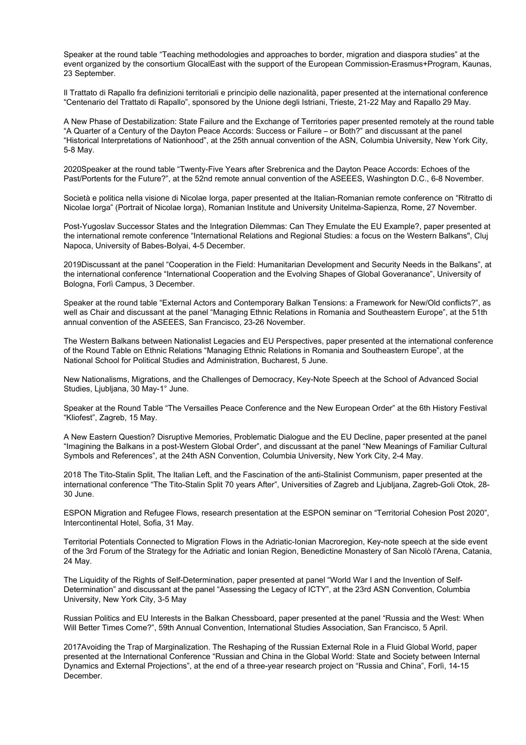Speaker at the round table “Teaching methodologies and approaches to border, migration and diaspora studies” at the event organized by the consortium GlocalEast with the support of the European Commission-Erasmus+Program, Kaunas, 23 September.

Il Trattato di Rapallo fra definizioni territoriali e principio delle nazionalità, paper presented at the international conference “Centenario del Trattato di Rapallo”, sponsored by the Unione degli Istriani, Trieste, 21-22 May and Rapallo 29 May.

A New Phase of Destabilization: State Failure and the Exchange of Territories paper presented remotely at the round table “A Quarter of a Century of the Dayton Peace Accords: Success or Failure – or Both?” and discussant at the panel “Historical Interpretations of Nationhood”, at the 25th annual convention of the ASN, Columbia University, New York City, 5-8 May.

2020Speaker at the round table “Twenty-Five Years after Srebrenica and the Dayton Peace Accords: Echoes of the Past/Portents for the Future?”, at the 52nd remote annual convention of the ASEEES, Washington D.C., 6-8 November.

Società e politica nella visione di Nicolae Iorga, paper presented at the Italian-Romanian remote conference on “Ritratto di Nicolae Iorga” (Portrait of Nicolae Iorga), Romanian Institute and University Unitelma-Sapienza, Rome, 27 November.

Post-Yugoslav Successor States and the Integration Dilemmas: Can They Emulate the EU Example?, paper presented at the international remote conference “International Relations and Regional Studies: a focus on the Western Balkans", Cluj Napoca, University of Babes-Bolyai, 4-5 December.

2019Discussant at the panel “Cooperation in the Field: Humanitarian Development and Security Needs in the Balkans”, at the international conference “International Cooperation and the Evolving Shapes of Global Goveranance”, University of Bologna, Forlì Campus, 3 December.

Speaker at the round table “External Actors and Contemporary Balkan Tensions: a Framework for New/Old conflicts?”, as well as Chair and discussant at the panel “Managing Ethnic Relations in Romania and Southeastern Europe”, at the 51th annual convention of the ASEEES, San Francisco, 23-26 November.

The Western Balkans between Nationalist Legacies and EU Perspectives, paper presented at the international conference of the Round Table on Ethnic Relations “Managing Ethnic Relations in Romania and Southeastern Europe”, at the National School for Political Studies and Administration, Bucharest, 5 June.

New Nationalisms, Migrations, and the Challenges of Democracy, Key-Note Speech at the School of Advanced Social Studies, Ljubljana, 30 May-1° June.

Speaker at the Round Table “The Versailles Peace Conference and the New European Order” at the 6th History Festival “Kliofest”, Zagreb, 15 May.

A New Eastern Question? Disruptive Memories, Problematic Dialogue and the EU Decline, paper presented at the panel “Imagining the Balkans in a post-Western Global Order”, and discussant at the panel “New Meanings of Familiar Cultural Symbols and References”, at the 24th ASN Convention, Columbia University, New York City, 2-4 May.

2018 The Tito-Stalin Split, The Italian Left, and the Fascination of the anti-Stalinist Communism, paper presented at the international conference “The Tito-Stalin Split 70 years After”, Universities of Zagreb and Ljubljana, Zagreb-Goli Otok, 28-30 June.

ESPON Migration and Refugee Flows, research presentation at the ESPON seminar on “Territorial Cohesion Post 2020”, Intercontinental Hotel, Sofia, 31 May.

Territorial Potentials Connected to Migration Flows in the Adriatic-Ionian Macroregion, Key-note speech at the side event of the 3rd Forum of the Strategy for the Adriatic and Ionian Region, Benedictine Monastery of San Nicolò l'Arena, Catania, 24 May.

The Liquidity of the Rights of Self-Determination, paper presented at panel “World War I and the Invention of Self-Determination” and discussant at the panel “Assessing the Legacy of ICTY”, at the 23rd ASN Convention, Columbia University, New York City, 3-5 May

Russian Politics and EU Interests in the Balkan Chessboard, paper presented at the panel “Russia and the West: When Will Better Times Come?”, 59th Annual Convention, International Studies Association, San Francisco, 5 April.

2017Avoiding the Trap of Marginalization. The Reshaping of the Russian External Role in a Fluid Global World, paper presented at the International Conference “Russian and China in the Global World: State and Society between Internal Dynamics and External Projections”, at the end of a three-year research project on “Russia and China”, Forlì, 14-15 December.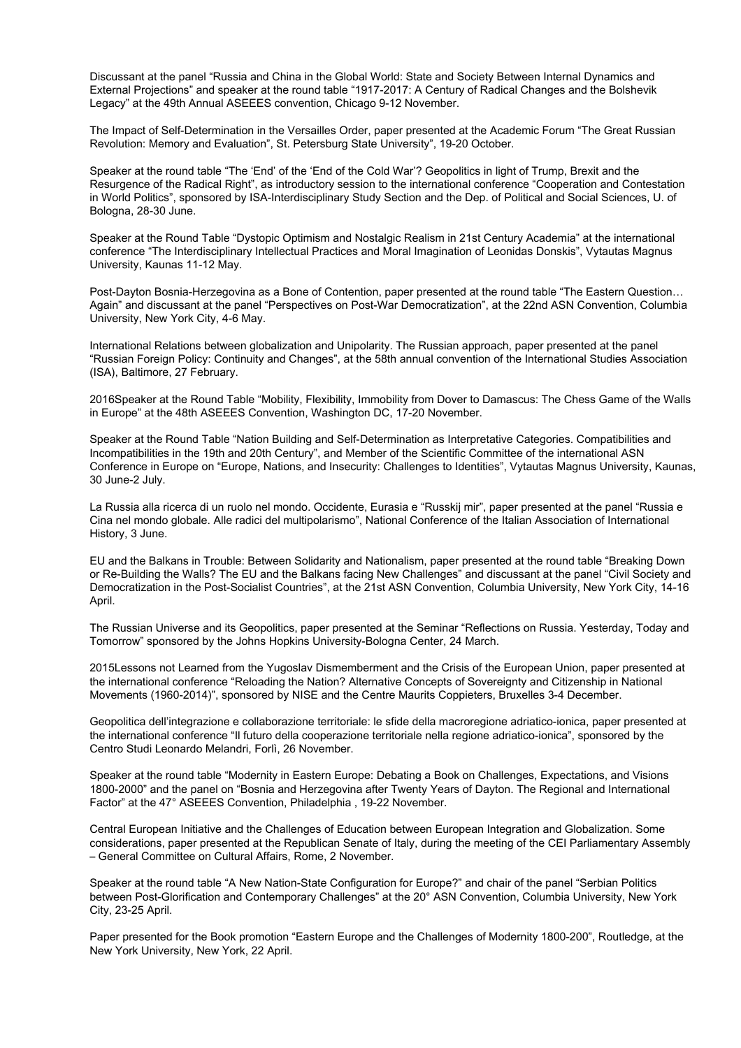Discussant at the panel “Russia and China in the Global World: State and Society Between Internal Dynamics and External Projections” and speaker at the round table “1917-2017: A Century of Radical Changes and the Bolshevik Legacy” at the 49th Annual ASEEES convention, Chicago 9-12 November.

The Impact of Self-Determination in the Versailles Order, paper presented at the Academic Forum “The Great Russian Revolution: Memory and Evaluation”, St. Petersburg State University”, 19-20 October.

Speaker at the round table “The ‘End’ of the ‘End of the Cold War’? Geopolitics in light of Trump, Brexit and the Resurgence of the Radical Right”, as introductory session to the international conference “Cooperation and Contestation in World Politics”, sponsored by ISA-Interdisciplinary Study Section and the Dep. of Political and Social Sciences, U. of Bologna, 28-30 June.

Speaker at the Round Table “Dystopic Optimism and Nostalgic Realism in 21st Century Academia” at the international conference “The Interdisciplinary Intellectual Practices and Moral Imagination of Leonidas Donskis”, Vytautas Magnus University, Kaunas 11-12 May.

Post-Dayton Bosnia-Herzegovina as a Bone of Contention, paper presented at the round table “The Eastern Question… Again” and discussant at the panel “Perspectives on Post-War Democratization”, at the 22nd ASN Convention, Columbia University, New York City, 4-6 May.

International Relations between globalization and Unipolarity. The Russian approach, paper presented at the panel “Russian Foreign Policy: Continuity and Changes”, at the 58th annual convention of the International Studies Association (ISA), Baltimore, 27 February.

2016Speaker at the Round Table “Mobility, Flexibility, Immobility from Dover to Damascus: The Chess Game of the Walls in Europe” at the 48th ASEEES Convention, Washington DC, 17-20 November.

Speaker at the Round Table “Nation Building and Self-Determination as Interpretative Categories. Compatibilities and Incompatibilities in the 19th and 20th Century”, and Member of the Scientific Committee of the international ASN Conference in Europe on “Europe, Nations, and Insecurity: Challenges to Identities”, Vytautas Magnus University, Kaunas, 30 June-2 July.

La Russia alla ricerca di un ruolo nel mondo. Occidente, Eurasia e “Russkij mir”, paper presented at the panel “Russia e Cina nel mondo globale. Alle radici del multipolarismo”, National Conference of the Italian Association of International History, 3 June.

EU and the Balkans in Trouble: Between Solidarity and Nationalism, paper presented at the round table “Breaking Down or Re-Building the Walls? The EU and the Balkans facing New Challenges” and discussant at the panel “Civil Society and Democratization in the Post-Socialist Countries”, at the 21st ASN Convention, Columbia University, New York City, 14-16 April.

The Russian Universe and its Geopolitics, paper presented at the Seminar “Reflections on Russia. Yesterday, Today and Tomorrow” sponsored by the Johns Hopkins University-Bologna Center, 24 March.

2015Lessons not Learned from the Yugoslav Dismemberment and the Crisis of the European Union, paper presented at the international conference “Reloading the Nation? Alternative Concepts of Sovereignty and Citizenship in National Movements (1960-2014)”, sponsored by NISE and the Centre Maurits Coppieters, Bruxelles 3-4 December.

Geopolitica dell’integrazione e collaborazione territoriale: le sfide della macroregione adriatico-ionica, paper presented at the international conference “Il futuro della cooperazione territoriale nella regione adriatico-ionica”, sponsored by the Centro Studi Leonardo Melandri, Forlì, 26 November.

Speaker at the round table “Modernity in Eastern Europe: Debating a Book on Challenges, Expectations, and Visions 1800-2000” and the panel on “Bosnia and Herzegovina after Twenty Years of Dayton. The Regional and International Factor” at the 47° ASEEES Convention, Philadelphia , 19-22 November.

Central European Initiative and the Challenges of Education between European Integration and Globalization. Some considerations, paper presented at the Republican Senate of Italy, during the meeting of the CEI Parliamentary Assembly – General Committee on Cultural Affairs, Rome, 2 November.

Speaker at the round table “A New Nation-State Configuration for Europe?” and chair of the panel “Serbian Politics between Post-Glorification and Contemporary Challenges” at the 20° ASN Convention, Columbia University, New York City, 23-25 April.

Paper presented for the Book promotion “Eastern Europe and the Challenges of Modernity 1800-200”, Routledge, at the New York University, New York, 22 April.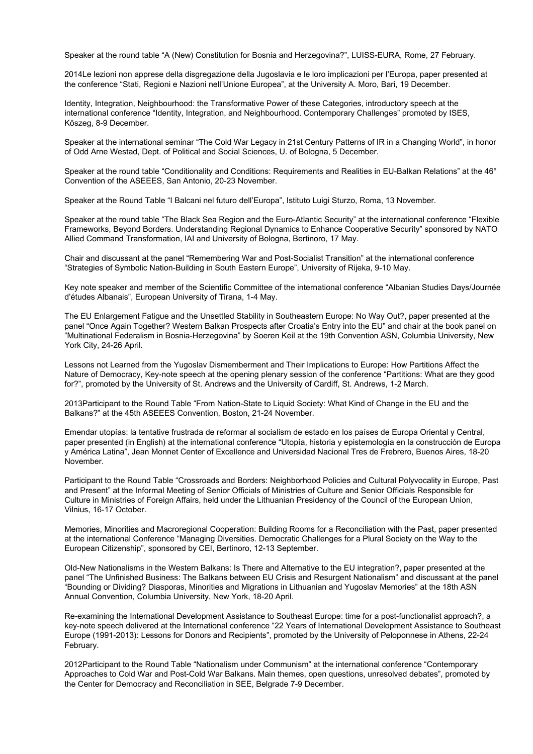Speaker at the round table "A (New) Constitution for Bosnia and Herzegovina?", LUISS-EURA, Rome, 27 February.

2014Le lezioni non apprese della disgregazione della Jugoslavia e le loro implicazioni per l'Europa, paper presented at the conference "Stati, Regioni e Nazioni nell'Unione Europea", at the University A. Moro, Bari, 19 December.

Identity, Integration, Neighbourhood: the Transformative Power of these Categories, introductory speech at the international conference "Identity, Integration, and Neighbourhood. Contemporary Challenges" promoted by ISES, Köszeg, 8-9 December.

Speaker at the international seminar "The Cold War Legacy in 21st Century Patterns of IR in a Changing World", in honor of Odd Arne Westad, Dept. of Political and Social Sciences, U. of Bologna, 5 December.

Speaker at the round table "Conditionality and Conditions: Requirements and Realities in EU-Balkan Relations" at the 46° Convention of the ASEEES, San Antonio, 20-23 November.

Speaker at the Round Table "I Balcani nel futuro dell'Europa", Istituto Luigi Sturzo, Roma, 13 November.

Speaker at the round table "The Black Sea Region and the Euro-Atlantic Security" at the international conference "Flexible Frameworks, Beyond Borders. Understanding Regional Dynamics to Enhance Cooperative Security" sponsored by NATO Allied Command Transformation, IAI and University of Bologna, Bertinoro, 17 May.

Chair and discussant at the panel "Remembering War and Post-Socialist Transition" at the international conference "Strategies of Symbolic Nation-Building in South Eastern Europe", University of Rijeka, 9-10 May.

Key note speaker and member of the Scientific Committee of the international conference "Albanian Studies Days/Journée d'études Albanais", European University of Tirana, 1-4 May.

The EU Enlargement Fatigue and the Unsettled Stability in Southeastern Europe: No Way Out?, paper presented at the panel "Once Again Together? Western Balkan Prospects after Croatia's Entry into the EU" and chair at the book panel on "Multinational Federalism in Bosnia-Herzegovina" by Soeren Keil at the 19th Convention ASN, Columbia University, New York City, 24-26 April.

Lessons not Learned from the Yugoslav Dismemberment and Their Implications to Europe: How Partitions Affect the Nature of Democracy, Key-note speech at the opening plenary session of the conference "Partitions: What are they good for?", promoted by the University of St. Andrews and the University of Cardiff, St. Andrews, 1-2 March.

2013Participant to the Round Table "From Nation-State to Liquid Society: What Kind of Change in the EU and the Balkans?" at the 45th ASEEES Convention, Boston, 21-24 November.

Emendar utopías: la tentative frustrada de reformar al socialismo de estado en los países de Europa Oriental y Central, paper presented (in English) at the international conference "Utopía, historia y epistemología en la construcción de Europa y América Latina", Jean Monnet Center of Excellence and Universidad Nacional Tres de Frebrero, Buenos Aires, 18-20 November.

Participant to the Round Table "Crossroads and Borders: Neighborhood Policies and Cultural Polyvocality in Europe, Past and Present" at the Informal Meeting of Senior Officials of Ministries of Culture and Senior Officials Responsible for Culture in Ministries of Foreign Affairs, held under the Lithuanian Presidency of the Council of the European Union, Vilnius, 16-17 October.

Memories, Minorities and Macroregional Cooperation: Building Rooms for a Reconciliation with the Past, paper presented at the international Conference "Managing Diversities. Democratic Challenges for a Plural Society on the Way to the European Citizenship", sponsored by CEI, Bertinoro, 12-13 September.

Old-New Nationalisms in the Western Balkans: Is There and Alternative to the EU integration?, paper presented at the panel "The Unfinished Business: The Balkans between EU Crisis and Resurgent Nationalism" and discussant at the panel "Bounding or Dividing? Diasporas, Minorities and Migrations in Lithuanian and Yugoslav Memories" at the 18th ASN Annual Convention, Columbia University, New York, 18-20 April.

Re-examining the International Development Assistance to Southeast Europe: time for a post-functionalist approach?, a key-note speech delivered at the International conference "22 Years of International Development Assistance to Southeast Europe (1991-2013): Lessons for Donors and Recipients", promoted by the University of Peloponnese in Athens, 22-24 February.

2012Participant to the Round Table "Nationalism under Communism" at the international conference "Contemporary Approaches to Cold War and Post-Cold War Balkans. Main themes, open questions, unresolved debates", promoted by the Center for Democracy and Reconciliation in SEE, Belgrade 7-9 December.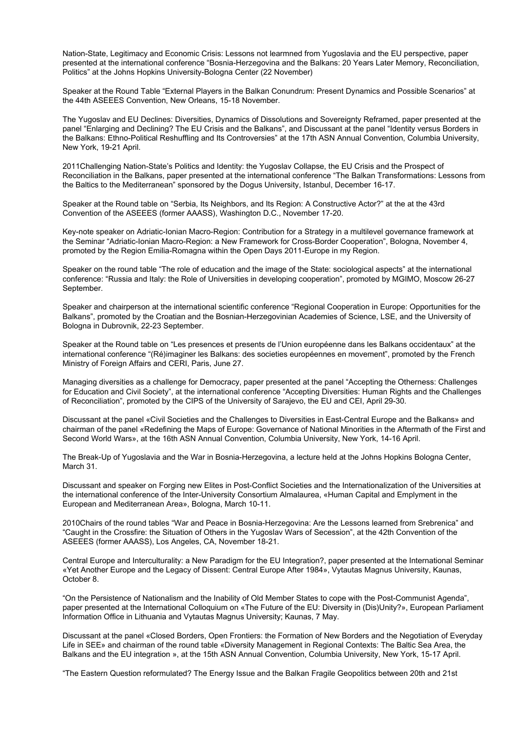Nation-State, Legitimacy and Economic Crisis: Lessons not learmned from Yugoslavia and the EU perspective, paper presented at the international conference "Bosnia-Herzegovina and the Balkans: 20 Years Later Memory, Reconciliation, Politics" at the Johns Hopkins University-Bologna Center (22 November)

Speaker at the Round Table "External Players in the Balkan Conundrum: Present Dynamics and Possible Scenarios" at the 44th ASEEES Convention, New Orleans, 15-18 November.

The Yugoslav and EU Declines: Diversities, Dynamics of Dissolutions and Sovereignty Reframed, paper presented at the panel "Enlarging and Declining? The EU Crisis and the Balkans", and Discussant at the panel "Identity versus Borders in the Balkans: Ethno-Political Reshuffling and Its Controversies" at the 17th ASN Annual Convention, Columbia University, New York, 19-21 April.

2011Challenging Nation-State's Politics and Identity: the Yugoslav Collapse, the EU Crisis and the Prospect of Reconciliation in the Balkans, paper presented at the international conference "The Balkan Transformations: Lessons from the Baltics to the Mediterranean" sponsored by the Dogus University, Istanbul, December 16-17.

Speaker at the Round table on "Serbia, Its Neighbors, and Its Region: A Constructive Actor?" at the at the 43rd Convention of the ASEEES (former AAASS), Washington D.C., November 17-20.

Key-note speaker on Adriatic-Ionian Macro-Region: Contribution for a Strategy in a multilevel governance framework at the Seminar "Adriatic-Ionian Macro-Region: a New Framework for Cross-Border Cooperation", Bologna, November 4, promoted by the Region Emilia-Romagna within the Open Days 2011-Europe in my Region.

Speaker on the round table "The role of education and the image of the State: sociological aspects" at the international conference: "Russia and Italy: the Role of Universities in developing cooperation", promoted by MGIMO, Moscow 26-27 September.

Speaker and chairperson at the international scientific conference "Regional Cooperation in Europe: Opportunities for the Balkans", promoted by the Croatian and the Bosnian-Herzegovinian Academies of Science, LSE, and the University of Bologna in Dubrovnik, 22-23 September.

Speaker at the Round table on "Les presences et presents de l'Union européenne dans les Balkans occidentaux" at the international conference "(Ré)imaginer les Balkans: des societies européennes en movement", promoted by the French Ministry of Foreign Affairs and CERI, Paris, June 27.

Managing diversities as a challenge for Democracy, paper presented at the panel "Accepting the Otherness: Challenges for Education and Civil Society", at the international conference "Accepting Diversities: Human Rights and the Challenges of Reconciliation", promoted by the CIPS of the University of Sarajevo, the EU and CEI, April 29-30.

Discussant at the panel «Civil Societies and the Challenges to Diversities in East-Central Europe and the Balkans» and chairman of the panel «Redefining the Maps of Europe: Governance of National Minorities in the Aftermath of the First and Second World Wars», at the 16th ASN Annual Convention, Columbia University, New York, 14-16 April.

The Break-Up of Yugoslavia and the War in Bosnia-Herzegovina, a lecture held at the Johns Hopkins Bologna Center, March 31.

Discussant and speaker on Forging new Elites in Post-Conflict Societies and the Internationalization of the Universities at the international conference of the Inter-University Consortium Almalaurea, «Human Capital and Emplyment in the European and Mediterranean Area», Bologna, March 10-11.

2010Chairs of the round tables "War and Peace in Bosnia-Herzegovina: Are the Lessons learned from Srebrenica" and "Caught in the Crossfire: the Situation of Others in the Yugoslav Wars of Secession", at the 42th Convention of the ASEEES (former AAASS), Los Angeles, CA, November 18-21.

Central Europe and Interculturality: a New Paradigm for the EU Integration?, paper presented at the International Seminar «Yet Another Europe and the Legacy of Dissent: Central Europe After 1984», Vytautas Magnus University, Kaunas, October 8.

"On the Persistence of Nationalism and the Inability of Old Member States to cope with the Post-Communist Agenda", paper presented at the International Colloquium on «The Future of the EU: Diversity in (Dis)Unity?», European Parliament Information Office in Lithuania and Vytautas Magnus University; Kaunas, 7 May.

Discussant at the panel «Closed Borders, Open Frontiers: the Formation of New Borders and the Negotiation of Everyday Life in SEE» and chairman of the round table «Diversity Management in Regional Contexts: The Baltic Sea Area, the Balkans and the EU integration », at the 15th ASN Annual Convention, Columbia University, New York, 15-17 April.

"The Eastern Question reformulated? The Energy Issue and the Balkan Fragile Geopolitics between 20th and 21st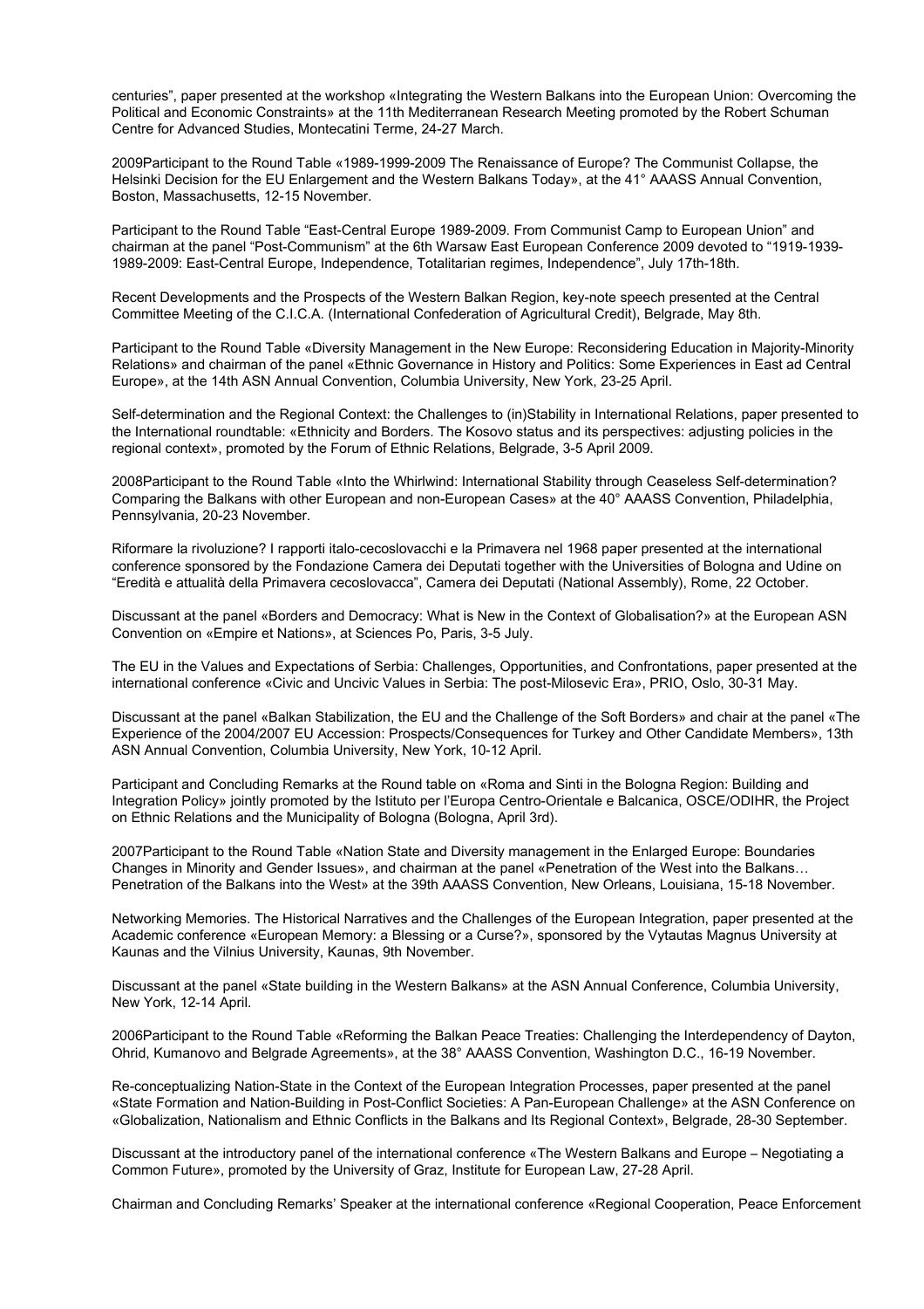centuries", paper presented at the workshop «Integrating the Western Balkans into the European Union: Overcoming the Political and Economic Constraints» at the 11th Mediterranean Research Meeting promoted by the Robert Schuman Centre for Advanced Studies, Montecatini Terme, 24-27 March.

2009Participant to the Round Table «1989-1999-2009 The Renaissance of Europe? The Communist Collapse, the Helsinki Decision for the EU Enlargement and the Western Balkans Today», at the 41° AAASS Annual Convention, Boston, Massachusetts, 12-15 November.

Participant to the Round Table "East-Central Europe 1989-2009. From Communist Camp to European Union" and chairman at the panel "Post-Communism" at the 6th Warsaw East European Conference 2009 devoted to "1919-1939-1989-2009: East-Central Europe, Independence, Totalitarian regimes, Independence", July 17th-18th.

Recent Developments and the Prospects of the Western Balkan Region, key-note speech presented at the Central Committee Meeting of the C.I.C.A. (International Confederation of Agricultural Credit), Belgrade, May 8th.

Participant to the Round Table «Diversity Management in the New Europe: Reconsidering Education in Majority-Minority Relations» and chairman of the panel «Ethnic Governance in History and Politics: Some Experiences in East ad Central Europe», at the 14th ASN Annual Convention, Columbia University, New York, 23-25 April.

Self-determination and the Regional Context: the Challenges to (in)Stability in International Relations, paper presented to the International roundtable: «Ethnicity and Borders. The Kosovo status and its perspectives: adjusting policies in the regional context», promoted by the Forum of Ethnic Relations, Belgrade, 3-5 April 2009.

2008Participant to the Round Table «Into the Whirlwind: International Stability through Ceaseless Self-determination? Comparing the Balkans with other European and non-European Cases» at the 40° AAASS Convention, Philadelphia, Pennsylvania, 20-23 November.

Riformare la rivoluzione? I rapporti italo-cecoslovacchi e la Primavera nel 1968 paper presented at the international conference sponsored by the Fondazione Camera dei Deputati together with the Universities of Bologna and Udine on "Eredità e attualità della Primavera cecoslovacca", Camera dei Deputati (National Assembly), Rome, 22 October.

Discussant at the panel «Borders and Democracy: What is New in the Context of Globalisation?» at the European ASN Convention on «Empire et Nations», at Sciences Po, Paris, 3-5 July.

The EU in the Values and Expectations of Serbia: Challenges, Opportunities, and Confrontations, paper presented at the international conference «Civic and Uncivic Values in Serbia: The post-Milosevic Era», PRIO, Oslo, 30-31 May.

Discussant at the panel «Balkan Stabilization, the EU and the Challenge of the Soft Borders» and chair at the panel «The Experience of the 2004/2007 EU Accession: Prospects/Consequences for Turkey and Other Candidate Members», 13th ASN Annual Convention, Columbia University, New York, 10-12 April.

Participant and Concluding Remarks at the Round table on «Roma and Sinti in the Bologna Region: Building and Integration Policy» jointly promoted by the Istituto per l'Europa Centro-Orientale e Balcanica, OSCE/ODIHR, the Project on Ethnic Relations and the Municipality of Bologna (Bologna, April 3rd).

2007Participant to the Round Table «Nation State and Diversity management in the Enlarged Europe: Boundaries Changes in Minority and Gender Issues», and chairman at the panel «Penetration of the West into the Balkans… Penetration of the Balkans into the West» at the 39th AAASS Convention, New Orleans, Louisiana, 15-18 November.

Networking Memories. The Historical Narratives and the Challenges of the European Integration, paper presented at the Academic conference «European Memory: a Blessing or a Curse?», sponsored by the Vytautas Magnus University at Kaunas and the Vilnius University, Kaunas, 9th November.

Discussant at the panel «State building in the Western Balkans» at the ASN Annual Conference, Columbia University, New York, 12-14 April.

2006Participant to the Round Table «Reforming the Balkan Peace Treaties: Challenging the Interdependency of Dayton, Ohrid, Kumanovo and Belgrade Agreements», at the 38° AAASS Convention, Washington D.C., 16-19 November.

Re-conceptualizing Nation-State in the Context of the European Integration Processes, paper presented at the panel «State Formation and Nation-Building in Post-Conflict Societies: A Pan-European Challenge» at the ASN Conference on «Globalization, Nationalism and Ethnic Conflicts in the Balkans and Its Regional Context», Belgrade, 28-30 September.

Discussant at the introductory panel of the international conference «The Western Balkans and Europe – Negotiating a Common Future», promoted by the University of Graz, Institute for European Law, 27-28 April.

Chairman and Concluding Remarks' Speaker at the international conference «Regional Cooperation, Peace Enforcement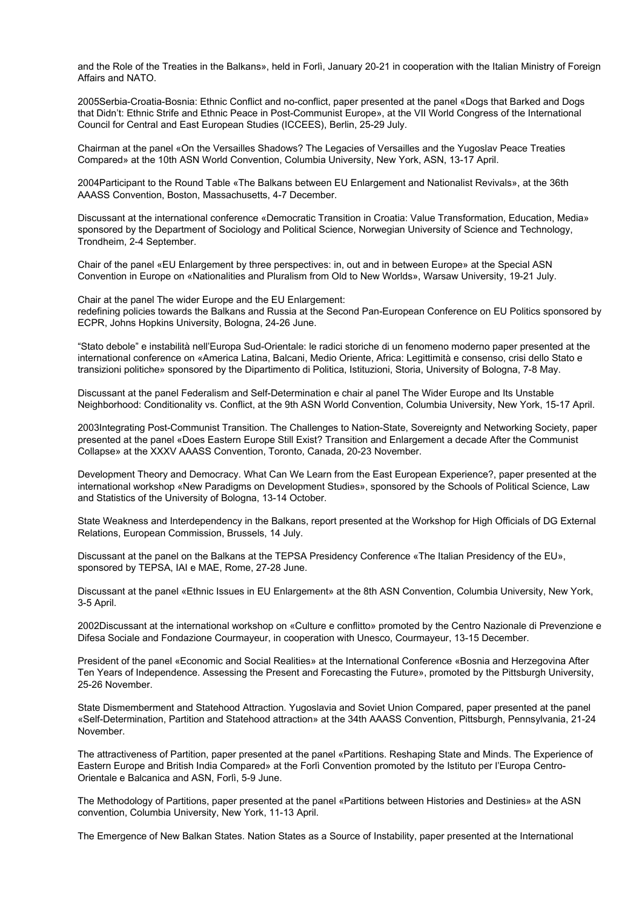and the Role of the Treaties in the Balkans», held in Forlì, January 20-21 in cooperation with the Italian Ministry of Foreign Affairs and NATO.

2005Serbia-Croatia-Bosnia: Ethnic Conflict and no-conflict, paper presented at the panel «Dogs that Barked and Dogs that Didn't: Ethnic Strife and Ethnic Peace in Post-Communist Europe», at the VII World Congress of the International Council for Central and East European Studies (ICCEES), Berlin, 25-29 July.

Chairman at the panel «On the Versailles Shadows? The Legacies of Versailles and the Yugoslav Peace Treaties Compared» at the 10th ASN World Convention, Columbia University, New York, ASN, 13-17 April.

2004Participant to the Round Table «The Balkans between EU Enlargement and Nationalist Revivals», at the 36th AAASS Convention, Boston, Massachusetts, 4-7 December.

Discussant at the international conference «Democratic Transition in Croatia: Value Transformation, Education, Media» sponsored by the Department of Sociology and Political Science, Norwegian University of Science and Technology, Trondheim, 2-4 September.

Chair of the panel «EU Enlargement by three perspectives: in, out and in between Europe» at the Special ASN Convention in Europe on «Nationalities and Pluralism from Old to New Worlds», Warsaw University, 19-21 July.

Chair at the panel The wider Europe and the EU Enlargement:
redefining policies towards the Balkans and Russia at the Second Pan-European Conference on EU Politics sponsored by ECPR, Johns Hopkins University, Bologna, 24-26 June.

"Stato debole" e instabilità nell'Europa Sud-Orientale: le radici storiche di un fenomeno moderno paper presented at the international conference on «America Latina, Balcani, Medio Oriente, Africa: Legittimità e consenso, crisi dello Stato e transizioni politiche» sponsored by the Dipartimento di Politica, Istituzioni, Storia, University of Bologna, 7-8 May.

Discussant at the panel Federalism and Self-Determination e chair al panel The Wider Europe and Its Unstable Neighborhood: Conditionality vs. Conflict, at the 9th ASN World Convention, Columbia University, New York, 15-17 April.

2003Integrating Post-Communist Transition. The Challenges to Nation-State, Sovereignty and Networking Society, paper presented at the panel «Does Eastern Europe Still Exist? Transition and Enlargement a decade After the Communist Collapse» at the XXXV AAASS Convention, Toronto, Canada, 20-23 November.

Development Theory and Democracy. What Can We Learn from the East European Experience?, paper presented at the international workshop «New Paradigms on Development Studies», sponsored by the Schools of Political Science, Law and Statistics of the University of Bologna, 13-14 October.

State Weakness and Interdependency in the Balkans, report presented at the Workshop for High Officials of DG External Relations, European Commission, Brussels, 14 July.

Discussant at the panel on the Balkans at the TEPSA Presidency Conference «The Italian Presidency of the EU», sponsored by TEPSA, IAI e MAE, Rome, 27-28 June.

Discussant at the panel «Ethnic Issues in EU Enlargement» at the 8th ASN Convention, Columbia University, New York, 3-5 April.

2002Discussant at the international workshop on «Culture e conflitto» promoted by the Centro Nazionale di Prevenzione e Difesa Sociale and Fondazione Courmayeur, in cooperation with Unesco, Courmayeur, 13-15 December.

President of the panel «Economic and Social Realities» at the International Conference «Bosnia and Herzegovina After Ten Years of Independence. Assessing the Present and Forecasting the Future», promoted by the Pittsburgh University, 25-26 November.

State Dismemberment and Statehood Attraction. Yugoslavia and Soviet Union Compared, paper presented at the panel «Self-Determination, Partition and Statehood attraction» at the 34th AAASS Convention, Pittsburgh, Pennsylvania, 21-24 November.

The attractiveness of Partition, paper presented at the panel «Partitions. Reshaping State and Minds. The Experience of Eastern Europe and British India Compared» at the Forlì Convention promoted by the Istituto per l'Europa Centro-Orientale e Balcanica and ASN, Forlì, 5-9 June.

The Methodology of Partitions, paper presented at the panel «Partitions between Histories and Destinies» at the ASN convention, Columbia University, New York, 11-13 April.

The Emergence of New Balkan States. Nation States as a Source of Instability, paper presented at the International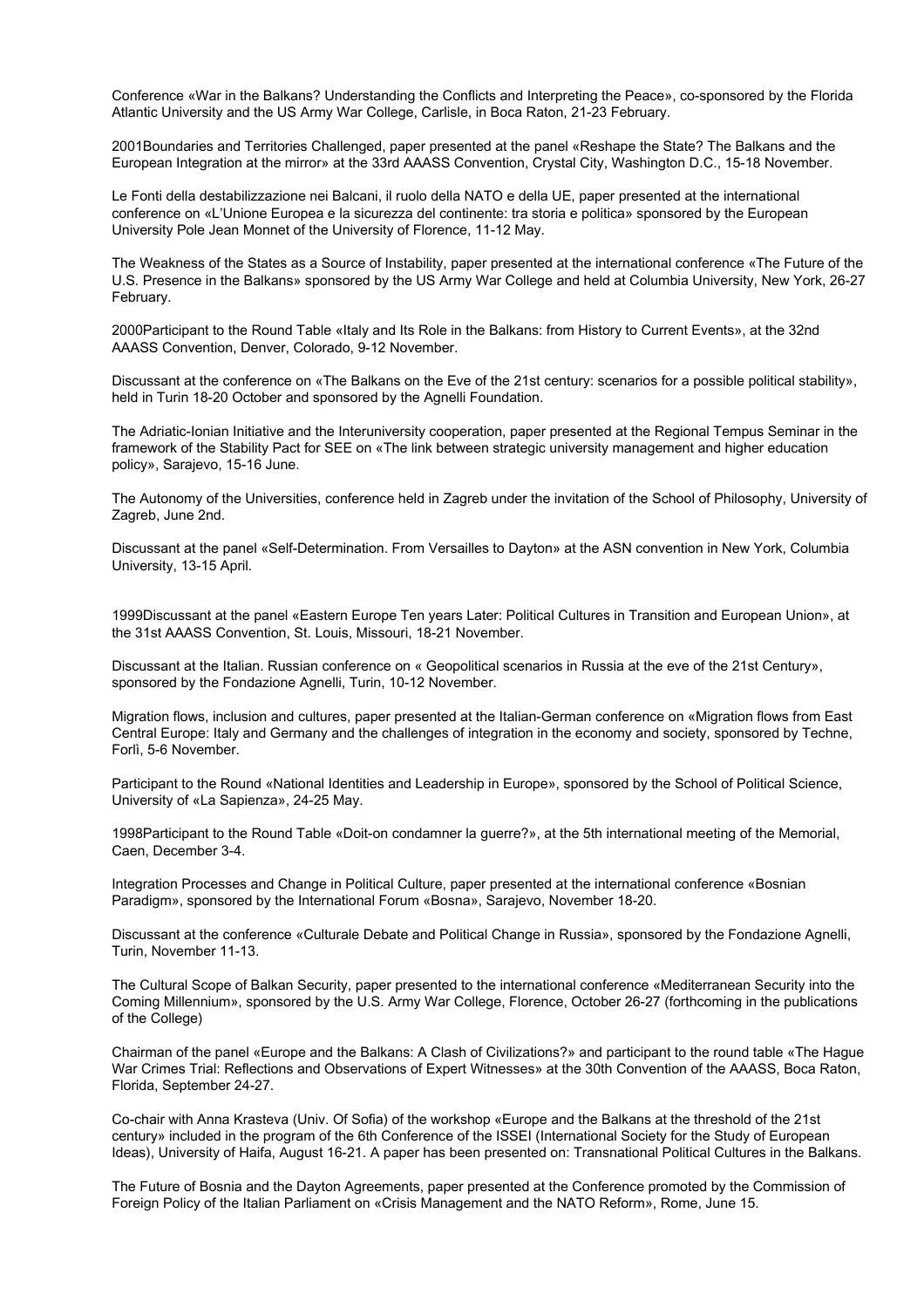Conference «War in the Balkans? Understanding the Conflicts and Interpreting the Peace», co-sponsored by the Florida Atlantic University and the US Army War College, Carlisle, in Boca Raton, 21-23 February.

2001Boundaries and Territories Challenged, paper presented at the panel «Reshape the State? The Balkans and the European Integration at the mirror» at the 33rd AAASS Convention, Crystal City, Washington D.C., 15-18 November.

Le Fonti della destabilizzazione nei Balcani, il ruolo della NATO e della UE, paper presented at the international conference on «L'Unione Europea e la sicurezza del continente: tra storia e politica» sponsored by the European University Pole Jean Monnet of the University of Florence, 11-12 May.

The Weakness of the States as a Source of Instability, paper presented at the international conference «The Future of the U.S. Presence in the Balkans» sponsored by the US Army War College and held at Columbia University, New York, 26-27 February.

2000Participant to the Round Table «Italy and Its Role in the Balkans: from History to Current Events», at the 32nd AAASS Convention, Denver, Colorado, 9-12 November.

Discussant at the conference on «The Balkans on the Eve of the 21st century: scenarios for a possible political stability», held in Turin 18-20 October and sponsored by the Agnelli Foundation.

The Adriatic-Ionian Initiative and the Interuniversity cooperation, paper presented at the Regional Tempus Seminar in the framework of the Stability Pact for SEE on «The link between strategic university management and higher education policy», Sarajevo, 15-16 June.

The Autonomy of the Universities, conference held in Zagreb under the invitation of the School of Philosophy, University of Zagreb, June 2nd.

Discussant at the panel «Self-Determination. From Versailles to Dayton» at the ASN convention in New York, Columbia University, 13-15 April.

1999Discussant at the panel «Eastern Europe Ten years Later: Political Cultures in Transition and European Union», at the 31st AAASS Convention, St. Louis, Missouri, 18-21 November.

Discussant at the Italian. Russian conference on « Geopolitical scenarios in Russia at the eve of the 21st Century», sponsored by the Fondazione Agnelli, Turin, 10-12 November.

Migration flows, inclusion and cultures, paper presented at the Italian-German conference on «Migration flows from East Central Europe: Italy and Germany and the challenges of integration in the economy and society, sponsored by Techne, Forlì, 5-6 November.

Participant to the Round «National Identities and Leadership in Europe», sponsored by the School of Political Science, University of «La Sapienza», 24-25 May.

1998Participant to the Round Table «Doit-on condamner la guerre?», at the 5th international meeting of the Memorial, Caen, December 3-4.

Integration Processes and Change in Political Culture, paper presented at the international conference «Bosnian Paradigm», sponsored by the International Forum «Bosna», Sarajevo, November 18-20.

Discussant at the conference «Culturale Debate and Political Change in Russia», sponsored by the Fondazione Agnelli, Turin, November 11-13.

The Cultural Scope of Balkan Security, paper presented to the international conference «Mediterranean Security into the Coming Millennium», sponsored by the U.S. Army War College, Florence, October 26-27 (forthcoming in the publications of the College)

Chairman of the panel «Europe and the Balkans: A Clash of Civilizations?» and participant to the round table «The Hague War Crimes Trial: Reflections and Observations of Expert Witnesses» at the 30th Convention of the AAASS, Boca Raton, Florida, September 24-27.

Co-chair with Anna Krasteva (Univ. Of Sofia) of the workshop «Europe and the Balkans at the threshold of the 21st century» included in the program of the 6th Conference of the ISSEI (International Society for the Study of European Ideas), University of Haifa, August 16-21. A paper has been presented on: Transnational Political Cultures in the Balkans.

The Future of Bosnia and the Dayton Agreements, paper presented at the Conference promoted by the Commission of Foreign Policy of the Italian Parliament on «Crisis Management and the NATO Reform», Rome, June 15.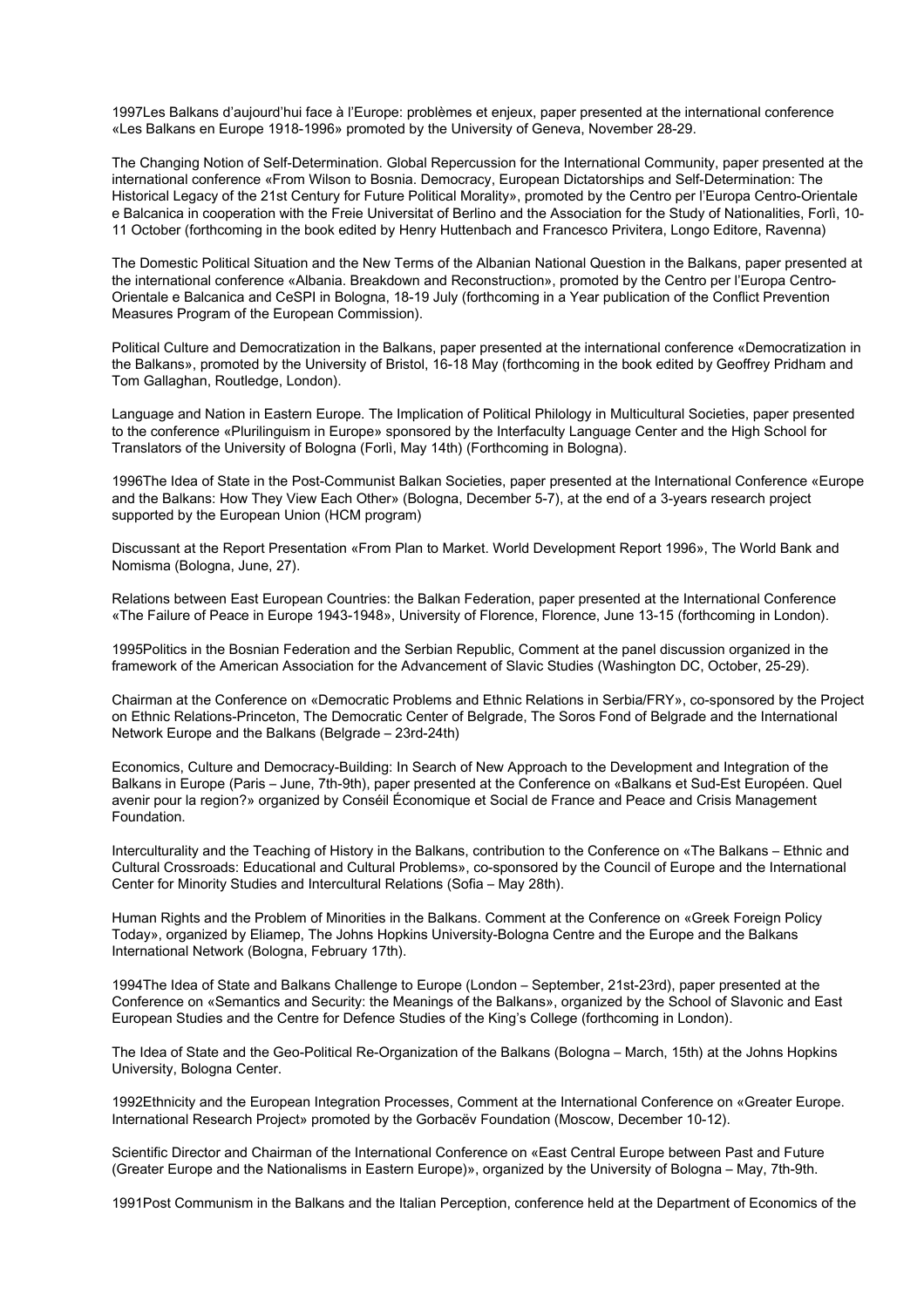1997Les Balkans d'aujourd'hui face à l'Europe: problèmes et enjeux, paper presented at the international conference «Les Balkans en Europe 1918-1996» promoted by the University of Geneva, November 28-29.

The Changing Notion of Self-Determination. Global Repercussion for the International Community, paper presented at the international conference «From Wilson to Bosnia. Democracy, European Dictatorships and Self-Determination: The Historical Legacy of the 21st Century for Future Political Morality», promoted by the Centro per l'Europa Centro-Orientale e Balcanica in cooperation with the Freie Universitat of Berlino and the Association for the Study of Nationalities, Forlì, 10-11 October (forthcoming in the book edited by Henry Huttenbach and Francesco Privitera, Longo Editore, Ravenna)

The Domestic Political Situation and the New Terms of the Albanian National Question in the Balkans, paper presented at the international conference «Albania. Breakdown and Reconstruction», promoted by the Centro per l'Europa Centro-Orientale e Balcanica and CeSPI in Bologna, 18-19 July (forthcoming in a Year publication of the Conflict Prevention Measures Program of the European Commission).

Political Culture and Democratization in the Balkans, paper presented at the international conference «Democratization in the Balkans», promoted by the University of Bristol, 16-18 May (forthcoming in the book edited by Geoffrey Pridham and Tom Gallaghan, Routledge, London).

Language and Nation in Eastern Europe. The Implication of Political Philology in Multicultural Societies, paper presented to the conference «Plurilinguism in Europe» sponsored by the Interfaculty Language Center and the High School for Translators of the University of Bologna (Forlì, May 14th) (Forthcoming in Bologna).

1996The Idea of State in the Post-Communist Balkan Societies, paper presented at the International Conference «Europe and the Balkans: How They View Each Other» (Bologna, December 5-7), at the end of a 3-years research project supported by the European Union (HCM program)

Discussant at the Report Presentation «From Plan to Market. World Development Report 1996», The World Bank and Nomisma (Bologna, June, 27).

Relations between East European Countries: the Balkan Federation, paper presented at the International Conference «The Failure of Peace in Europe 1943-1948», University of Florence, Florence, June 13-15 (forthcoming in London).

1995Politics in the Bosnian Federation and the Serbian Republic, Comment at the panel discussion organized in the framework of the American Association for the Advancement of Slavic Studies (Washington DC, October, 25-29).

Chairman at the Conference on «Democratic Problems and Ethnic Relations in Serbia/FRY», co-sponsored by the Project on Ethnic Relations-Princeton, The Democratic Center of Belgrade, The Soros Fond of Belgrade and the International Network Europe and the Balkans (Belgrade – 23rd-24th)

Economics, Culture and Democracy-Building: In Search of New Approach to the Development and Integration of the Balkans in Europe (Paris – June, 7th-9th), paper presented at the Conference on «Balkans et Sud-Est Européen. Quel avenir pour la region?» organized by Conséil Économique et Social de France and Peace and Crisis Management Foundation.

Interculturality and the Teaching of History in the Balkans, contribution to the Conference on «The Balkans – Ethnic and Cultural Crossroads: Educational and Cultural Problems», co-sponsored by the Council of Europe and the International Center for Minority Studies and Intercultural Relations (Sofia – May 28th).

Human Rights and the Problem of Minorities in the Balkans. Comment at the Conference on «Greek Foreign Policy Today», organized by Eliamep, The Johns Hopkins University-Bologna Centre and the Europe and the Balkans International Network (Bologna, February 17th).

1994The Idea of State and Balkans Challenge to Europe (London – September, 21st-23rd), paper presented at the Conference on «Semantics and Security: the Meanings of the Balkans», organized by the School of Slavonic and East European Studies and the Centre for Defence Studies of the King's College (forthcoming in London).

The Idea of State and the Geo-Political Re-Organization of the Balkans (Bologna – March, 15th) at the Johns Hopkins University, Bologna Center.

1992Ethnicity and the European Integration Processes, Comment at the International Conference on «Greater Europe. International Research Project» promoted by the Gorbacëv Foundation (Moscow, December 10-12).

Scientific Director and Chairman of the International Conference on «East Central Europe between Past and Future (Greater Europe and the Nationalisms in Eastern Europe)», organized by the University of Bologna – May, 7th-9th.

1991Post Communism in the Balkans and the Italian Perception, conference held at the Department of Economics of the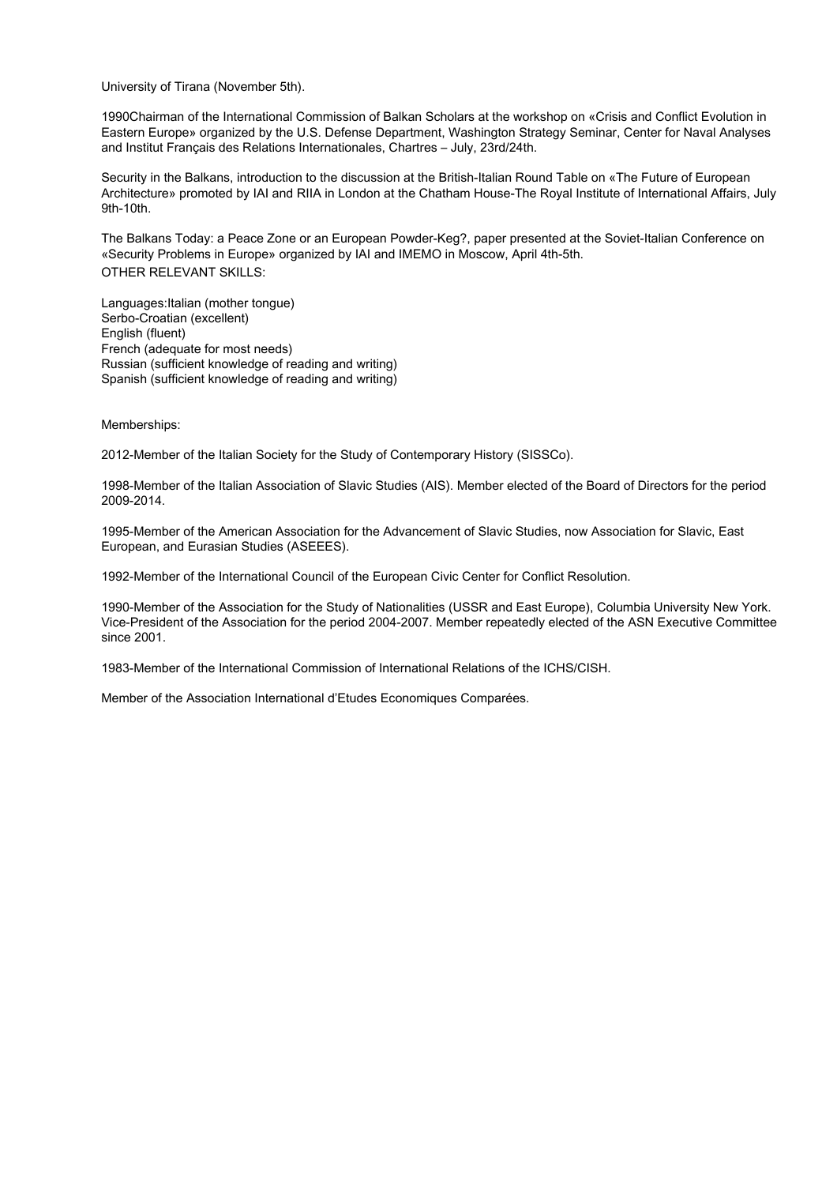University of Tirana (November 5th).

1990Chairman of the International Commission of Balkan Scholars at the workshop on «Crisis and Conflict Evolution in Eastern Europe» organized by the U.S. Defense Department, Washington Strategy Seminar, Center for Naval Analyses and Institut Français des Relations Internationales, Chartres – July, 23rd/24th.

Security in the Balkans, introduction to the discussion at the British-Italian Round Table on «The Future of European Architecture» promoted by IAI and RIIA in London at the Chatham House-The Royal Institute of International Affairs, July 9th-10th.

The Balkans Today: a Peace Zone or an European Powder-Keg?, paper presented at the Soviet-Italian Conference on «Security Problems in Europe» organized by IAI and IMEMO in Moscow, April 4th-5th.

OTHER RELEVANT SKILLS:

Languages:Italian (mother tongue)
Serbo-Croatian (excellent)
English (fluent)
French (adequate for most needs)
Russian (sufficient knowledge of reading and writing)
Spanish (sufficient knowledge of reading and writing)

Memberships:

2012-Member of the Italian Society for the Study of Contemporary History (SISSCo).

1998-Member of the Italian Association of Slavic Studies (AIS). Member elected of the Board of Directors for the period 2009-2014.

1995-Member of the American Association for the Advancement of Slavic Studies, now Association for Slavic, East European, and Eurasian Studies (ASEEES).

1992-Member of the International Council of the European Civic Center for Conflict Resolution.

1990-Member of the Association for the Study of Nationalities (USSR and East Europe), Columbia University New York. Vice-President of the Association for the period 2004-2007. Member repeatedly elected of the ASN Executive Committee since 2001.

1983-Member of the International Commission of International Relations of the ICHS/CISH.

Member of the Association International d'Etudes Economiques Comparées.